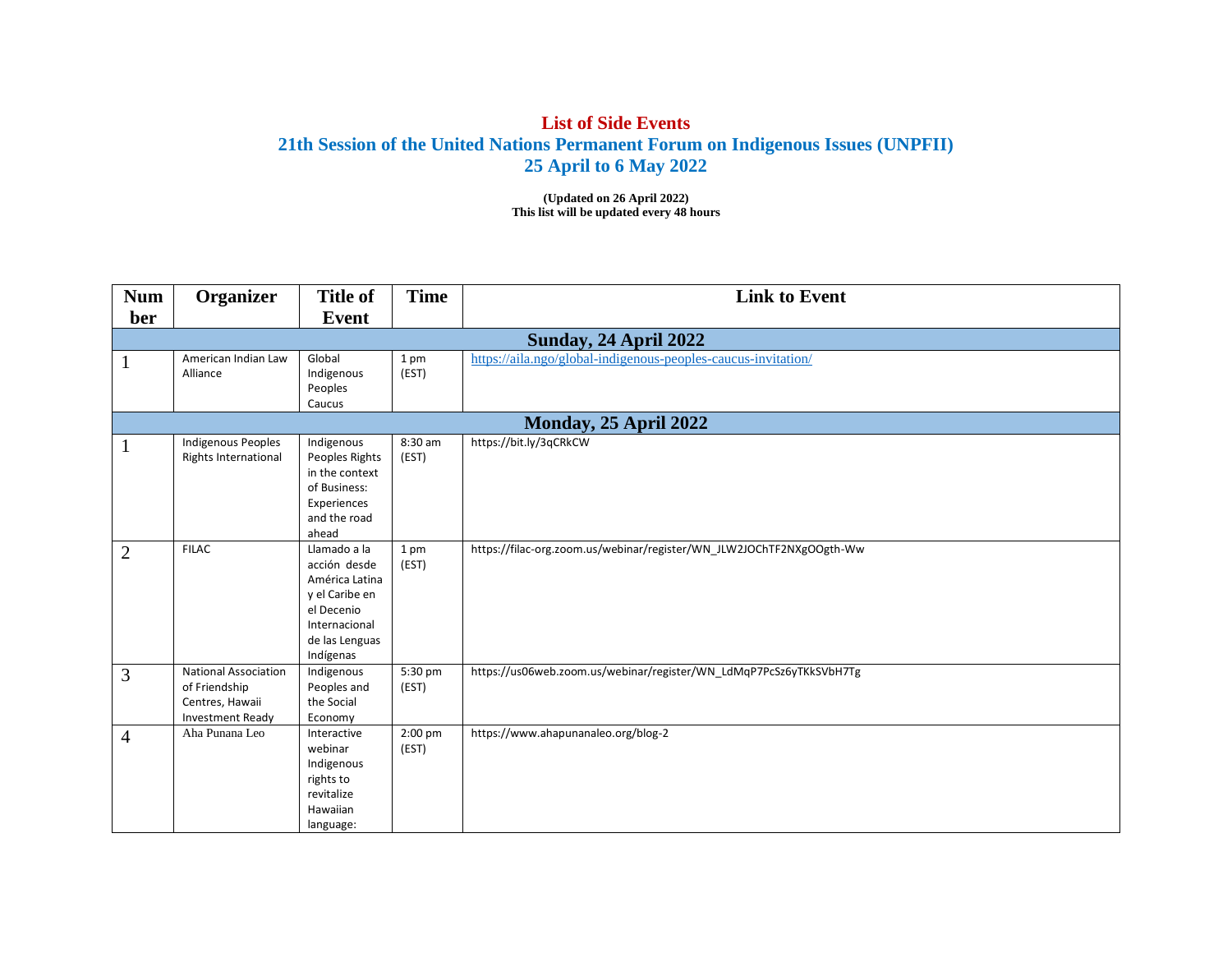# List of Side Events

## 21th Session of the United Nations Permanent Forum on Indigenous Issues (UNPFII)

## 25 April to 6 May 2022

**(Updated on 26 April 2022)**
**This list will be updated every 48 hours**

| Number | Organizer | Title of Event | Time | Link to Event |
|---|---|---|---|---|
| **Sunday, 24 April 2022** | | | | |
| 1 | American Indian Law Alliance | Global Indigenous Peoples Caucus | 1 pm (EST) | https://aila.ngo/global-indigenous-peoples-caucus-invitation/ |
| **Monday, 25 April 2022** | | | | |
| 1 | Indigenous Peoples Rights International | Indigenous Peoples Rights in the context of Business: Experiences and the road ahead | 8:30 am (EST) | https://bit.ly/3qCRkCW |
| 2 | FILAC | Llamado a la acción desde América Latina y el Caribe en el Decenio Internacional de las Lenguas Indígenas | 1 pm (EST) | https://filac-org.zoom.us/webinar/register/WN_JLW2JOChTF2NXgOOgth-Ww |
| 3 | National Association of Friendship Centres, Hawaii Investment Ready | Indigenous Peoples and the Social Economy | 5:30 pm (EST) | https://us06web.zoom.us/webinar/register/WN_LdMqP7PcSz6yTKkSVbH7Tg |
| 4 | Aha Punana Leo | Interactive webinar Indigenous rights to revitalize Hawaiian language: | 2:00 pm (EST) | https://www.ahapunanaleo.org/blog-2 |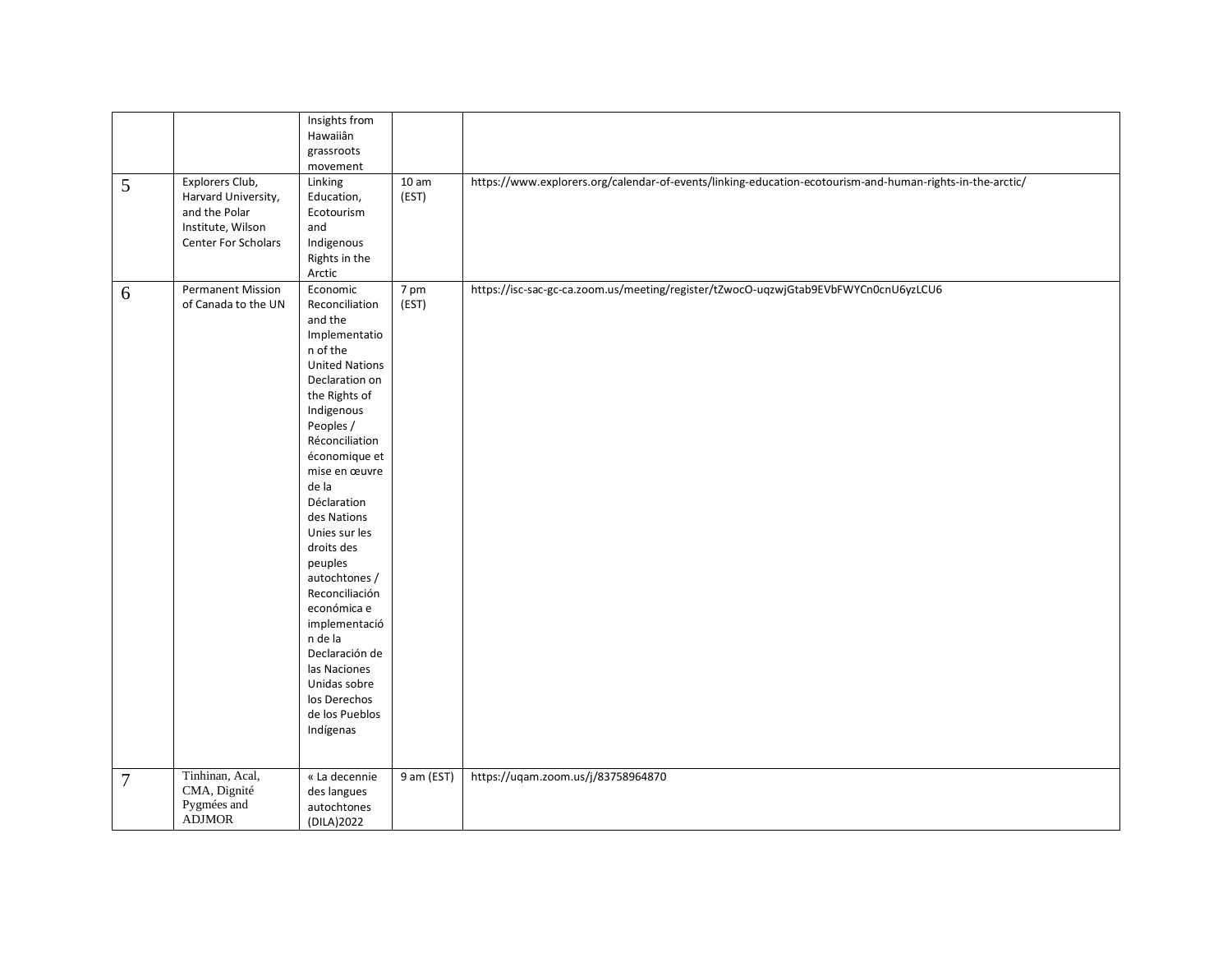|  |  |  |  |  |
| --- | --- | --- | --- | --- |
|  |  | Insights from Hawaiiân grassroots movement |  |  |
| 5 | Explorers Club, Harvard University, and the Polar Institute, Wilson Center For Scholars | Linking Education, Ecotourism and Indigenous Rights in the Arctic | 10 am (EST) | https://www.explorers.org/calendar-of-events/linking-education-ecotourism-and-human-rights-in-the-arctic/ |
| 6 | Permanent Mission of Canada to the UN | Economic Reconciliation and the Implementation of the United Nations Declaration on the Rights of Indigenous Peoples / Réconciliation économique et mise en œuvre de la Déclaration des Nations Unies sur les droits des peuples autochtones / Reconciliación económica e implementación de la Declaración de las Naciones Unidas sobre los Derechos de los Pueblos Indígenas | 7 pm (EST) | https://isc-sac-gc-ca.zoom.us/meeting/register/tZwocO-uqzwjGtab9EVbFWYCn0cnU6yzLCU6 |
| 7 | Tinhinan, Acal, CMA, Dignité Pygmées and ADJMOR | « La decennie des langues autochtones (DILA)2022 | 9 am (EST) | https://uqam.zoom.us/j/83758964870 |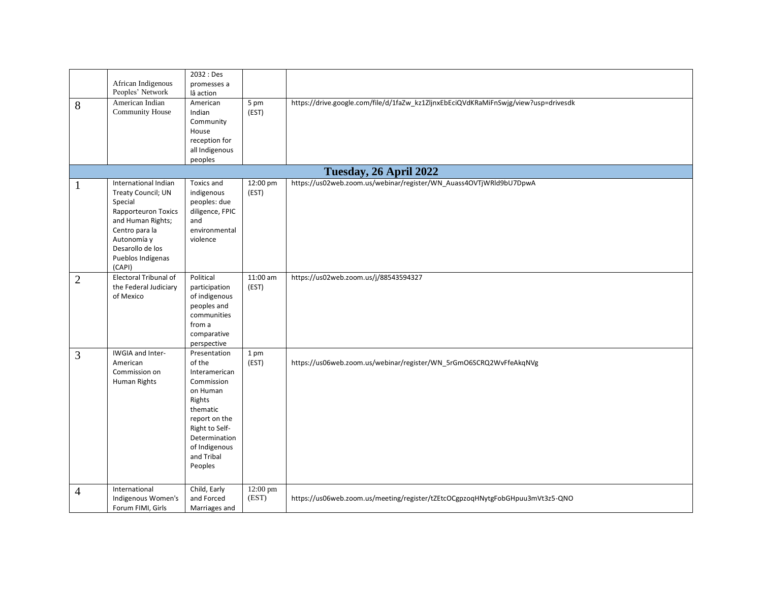| | | | | |
|---|---|---|---|---|
| | African Indigenous Peoples' Network | 2032 : Des promesses a lâ action | | |
| 8 | American Indian Community House | American Indian Community House reception for all Indigenous peoples | 5 pm (EST) | https://drive.google.com/file/d/1faZw_kz1ZljnxEbEciQVdKRaMiFnSwjg/view?usp=drivesdk |
| **Tuesday, 26 April 2022** | | | | |
| 1 | International Indian Treaty Council; UN Special Rapporteuron Toxics and Human Rights; Centro para la Autonomía y Desarollo de los Pueblos Indígenas (CAPI) | Toxics and indigenous peoples: due diligence, FPIC and environmental violence | 12:00 pm (EST) | https://us02web.zoom.us/webinar/register/WN_Auass4OVTjWRld9bU7DpwA |
| 2 | Electoral Tribunal of the Federal Judiciary of Mexico | Political participation of indigenous peoples and communities from a comparative perspective | 11:00 am (EST) | https://us02web.zoom.us/j/88543594327 |
| 3 | IWGIA and Inter-American Commission on Human Rights | Presentation of the Interamerican Commission on Human Rights thematic report on the Right to Self-Determination of Indigenous and Tribal Peoples | 1 pm (EST) | https://us06web.zoom.us/webinar/register/WN_5rGmO6SCRQ2WvFfeAkqNVg |
| 4 | International Indigenous Women's Forum FIMI, Girls | Child, Early and Forced Marriages and | 12:00 pm (EST) | https://us06web.zoom.us/meeting/register/tZEtcOCgpzoqHNytgFobGHpuu3mVt3z5-QNO |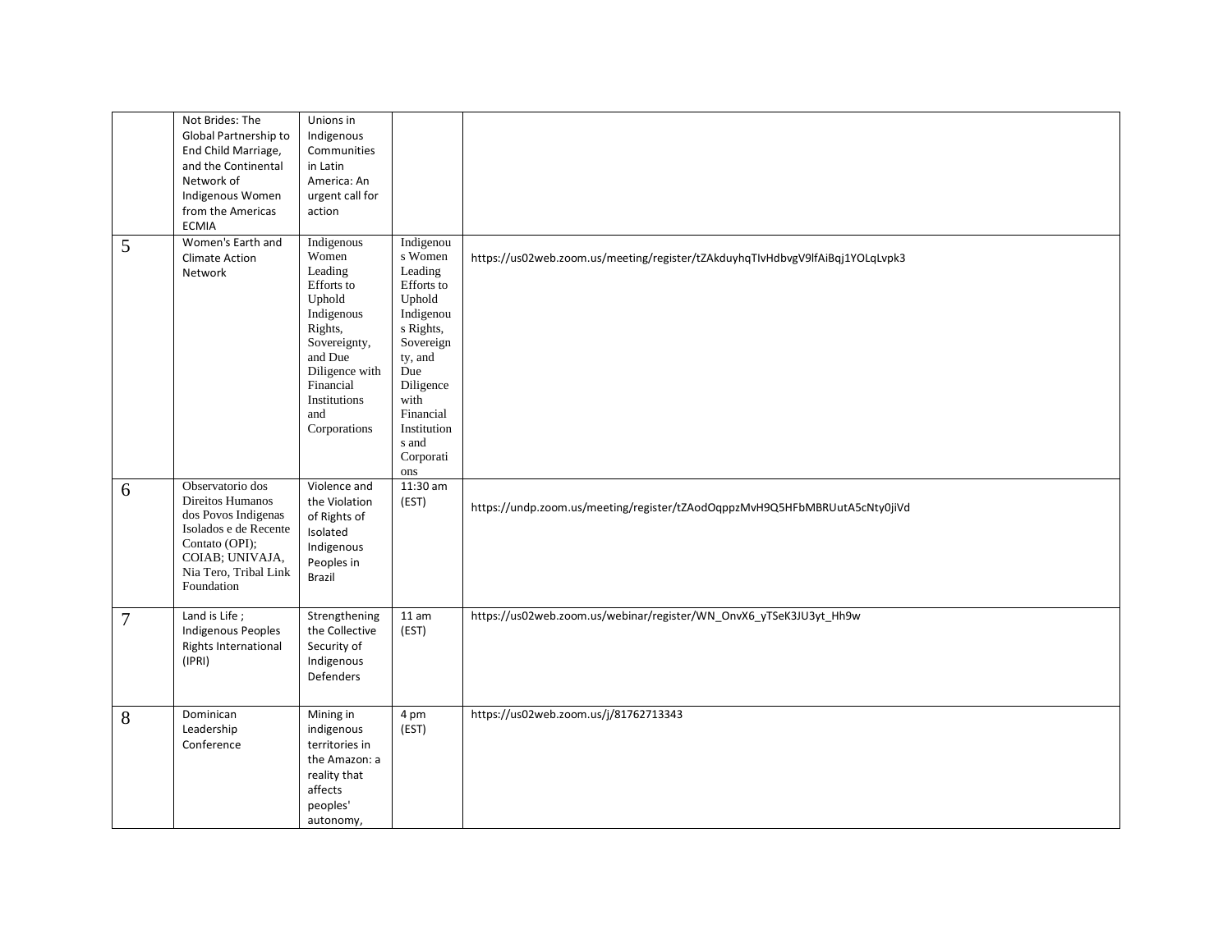|  |  |  |  |  |
| --- | --- | --- | --- | --- |
|  | Not Brides: The Global Partnership to End Child Marriage, and the Continental Network of Indigenous Women from the Americas ECMIA | Unions in Indigenous Communities in Latin America: An urgent call for action |  |  |
| 5 | Women's Earth and Climate Action Network | Indigenous Women Leading Efforts to Uphold Indigenous Rights, Sovereignty, and Due Diligence with Financial Institutions and Corporations | Indigenous Women Leading Efforts to Uphold Indigenous Rights, Sovereignty, and Due Diligence with Financial Institutions and Corporations | https://us02web.zoom.us/meeting/register/tZAkduyhqTIvHdbvgV9lfAiBqj1YOLqLvpk3 |
| 6 | Observatorio dos Direitos Humanos dos Povos Indigenas Isolados e de Recente Contato (OPI); COIAB; UNIVAJA, Nia Tero, Tribal Link Foundation | Violence and the Violation of Rights of Isolated Indigenous Peoples in Brazil | 11:30 am (EST) | https://undp.zoom.us/meeting/register/tZAodOqppzMvH9Q5HFbMBRUutA5cNty0jiVd |
| 7 | Land is Life ; Indigenous Peoples Rights International (IPRI) | Strengthening the Collective Security of Indigenous Defenders | 11 am (EST) | https://us02web.zoom.us/webinar/register/WN_OnvX6_yTSeK3JU3yt_Hh9w |
| 8 | Dominican Leadership Conference | Mining in indigenous territories in the Amazon: a reality that affects peoples' autonomy, | 4 pm (EST) | https://us02web.zoom.us/j/81762713343 |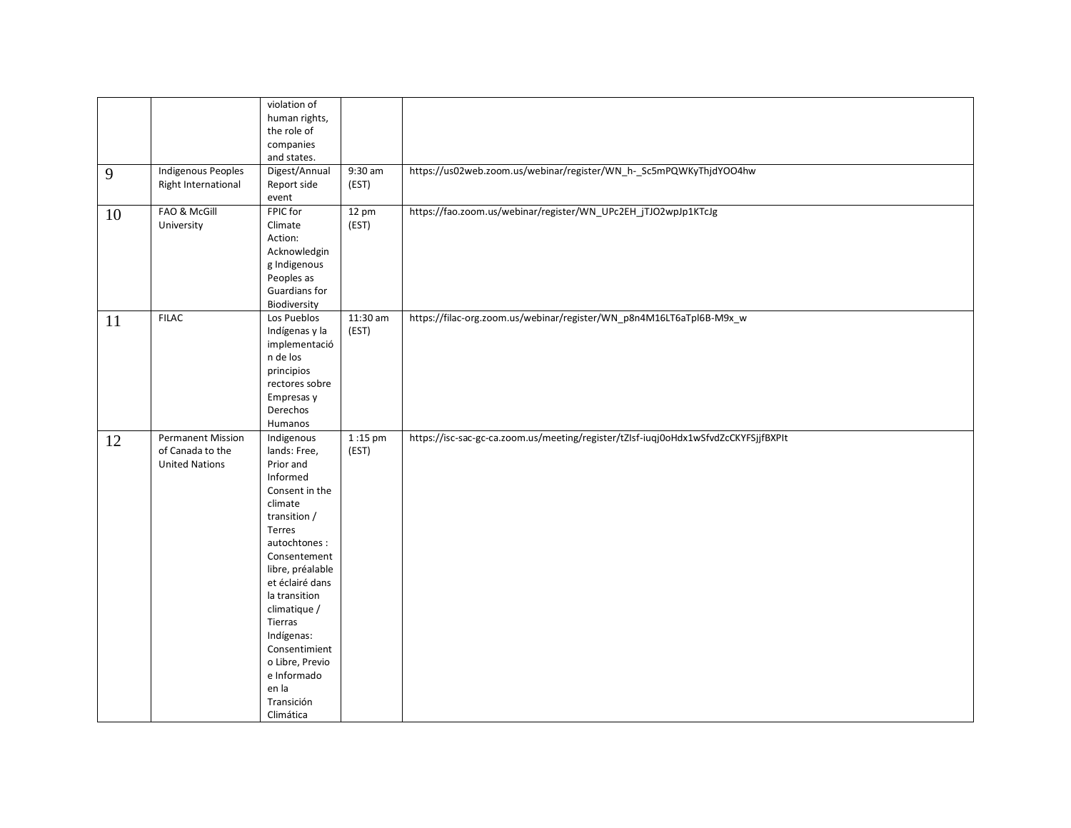| | | | | |
|---|---|---|---|---|
| | | violation of human rights, the role of companies and states. | | |
| 9 | Indigenous Peoples Right International | Digest/Annual Report side event | 9:30 am (EST) | https://us02web.zoom.us/webinar/register/WN_h-_Sc5mPQWKyThjdYOO4hw |
| 10 | FAO & McGill University | FPIC for Climate Action: Acknowledging Indigenous Peoples as Guardians for Biodiversity | 12 pm (EST) | https://fao.zoom.us/webinar/register/WN_UPc2EH_jTJO2wpJp1KTcJg |
| 11 | FILAC | Los Pueblos Indígenas y la implementación de los principios rectores sobre Empresas y Derechos Humanos | 11:30 am (EST) | https://filac-org.zoom.us/webinar/register/WN_p8n4M16LT6aTpl6B-M9x_w |
| 12 | Permanent Mission of Canada to the United Nations | Indigenous lands: Free, Prior and Informed Consent in the climate transition / Terres autochtones : Consentement libre, préalable et éclairé dans la transition climatique / Tierras Indígenas: Consentimiento Libre, Previo e Informado en la Transición Climática | 1 :15 pm (EST) | https://isc-sac-gc-ca.zoom.us/meeting/register/tZIsf-iuqj0oHdx1wSfvdZcCKYFSjjfBXPIt |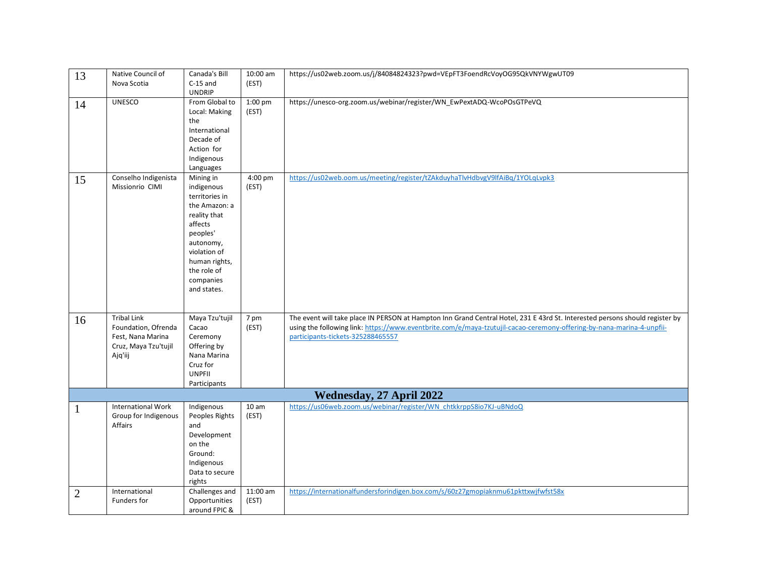| | | | | |
|---|---|---|---|---|
| 13 | Native Council of Nova Scotia | Canada's Bill C-15 and UNDRIP | 10:00 am (EST) | https://us02web.zoom.us/j/84084824323?pwd=VEpFT3FoendRcVoyOG95QkVNYWgwUT09 |
| 14 | UNESCO | From Global to Local: Making the International Decade of Action for Indigenous Languages | 1:00 pm (EST) | https://unesco-org.zoom.us/webinar/register/WN_EwPextADQ-WcoPOsGTPeVQ |
| 15 | Conselho Indigenista Missionrio CIMI | Mining in indigenous territories in the Amazon: a reality that affects peoples' autonomy, violation of human rights, the role of companies and states. | 4:00 pm (EST) | https://us02web.oom.us/meeting/register/tZAkduyhaTlvHdbvgV9lfAiBq/1YOLqLvpk3 |
| 16 | Tribal Link Foundation, Ofrenda Fest, Nana Marina Cruz, Maya Tzu'tujil Ajq'iij | Maya Tzu'tujil Cacao Ceremony Offering by Nana Marina Cruz for UNPFII Participants | 7 pm (EST) | The event will take place IN PERSON at Hampton Inn Grand Central Hotel, 231 E 43rd St. Interested persons should register by using the following link: https://www.eventbrite.com/e/maya-tzutujil-cacao-ceremony-offering-by-nana-marina-4-unpfii-participants-tickets-325288465557 |
| **Wednesday, 27 April 2022** | | | | |
| 1 | International Work Group for Indigenous Affairs | Indigenous Peoples Rights and Development on the Ground: Indigenous Data to secure rights | 10 am (EST) | https://us06web.zoom.us/webinar/register/WN_chtkkrppS8io7KJ-uBNdoQ |
| 2 | International Funders for | Challenges and Opportunities around FPIC & | 11:00 am (EST) | https://internationalfundersforindigen.box.com/s/60z27gmopiaknmu61pkttxwjfwfst58x |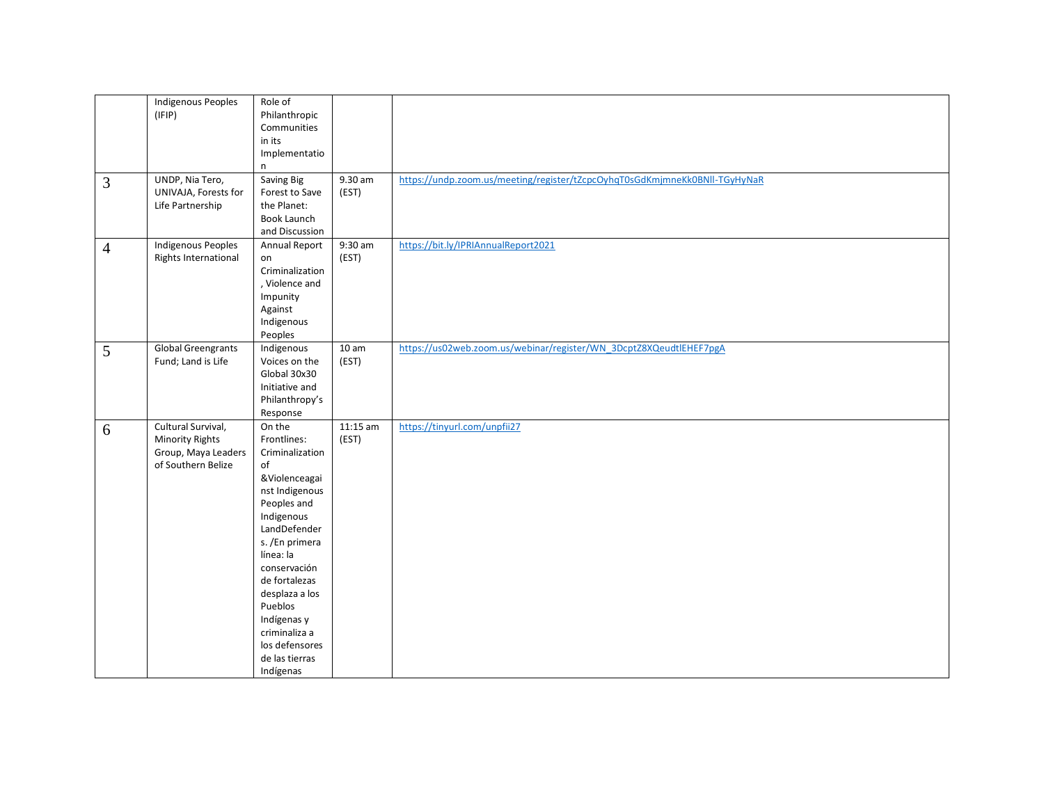|  |  |  |  |  |
|---|---|---|---|---|
|  | Indigenous Peoples (IFIP) | Role of Philanthropic Communities in its Implementation |  |  |
| 3 | UNDP, Nia Tero, UNIVAJA, Forests for Life Partnership | Saving Big Forest to Save the Planet: Book Launch and Discussion | 9.30 am (EST) | https://undp.zoom.us/meeting/register/tZcpcOyhqT0sGdKmjmneKk0BNlI-TGyHyNaR |
| 4 | Indigenous Peoples Rights International | Annual Report on Criminalization, Violence and Impunity Against Indigenous Peoples | 9:30 am (EST) | https://bit.ly/IPRIAnnualReport2021 |
| 5 | Global Greengrants Fund; Land is Life | Indigenous Voices on the Global 30x30 Initiative and Philanthropy's Response | 10 am (EST) | https://us02web.zoom.us/webinar/register/WN_3DcptZ8XQeudtlEHEF7pgA |
| 6 | Cultural Survival, Minority Rights Group, Maya Leaders of Southern Belize | On the Frontlines: Criminalization of &Violenceagainst Indigenous Peoples and Indigenous LandDefenders. /En primera línea: la conservación de fortalezas desplaza a los Pueblos Indígenas y criminaliza a los defensores de las tierras Indígenas | 11:15 am (EST) | https://tinyurl.com/unpfii27 |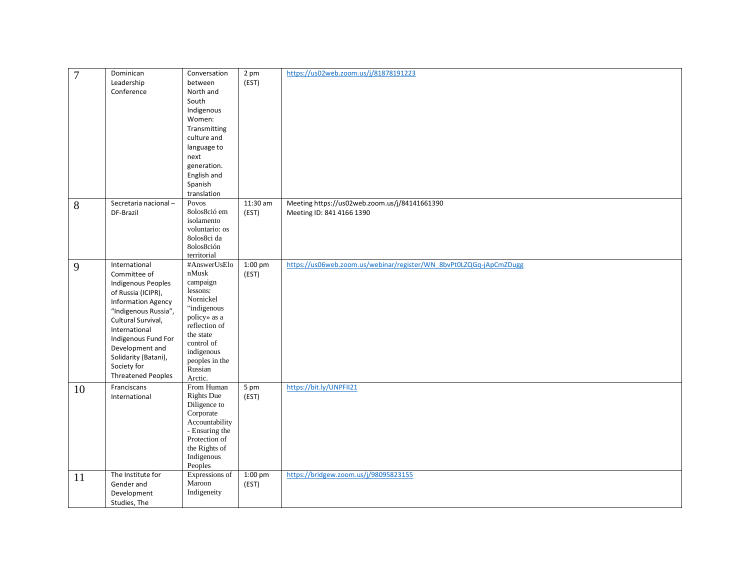| 7 | Dominican Leadership Conference | Conversation between North and South Indigenous Women: Transmitting culture and language to next generation. English and Spanish translation | 2 pm (EST) | https://us02web.zoom.us/j/81878191223 |
|---|---|---|---|---|
| 8 | Secretaria nacional – DF-Brazil | Povos 8olos8ció em isolamento voluntario: os 8olos8ci da 8olos8ción territorial | 11:30 am (EST) | Meeting https://us02web.zoom.us/j/84141661390 Meeting ID: 841 4166 1390 |
| 9 | International Committee of Indigenous Peoples of Russia (ICIPR), Information Agency "Indigenous Russia", Cultural Survival, International Indigenous Fund For Development and Solidarity (Batani), Society for Threatened Peoples | #AnswerUsElonMusk campaign lessons: Nornickel "indigenous policy» as a reflection of the state control of indigenous peoples in the Russian Arctic. | 1:00 pm (EST) | https://us06web.zoom.us/webinar/register/WN_8bvPt0LZQGq-jApCmZDugg |
| 10 | Franciscans International | From Human Rights Due Diligence to Corporate Accountability - Ensuring the Protection of the Rights of Indigenous Peoples | 5 pm (EST) | https://bit.ly/UNPFII21 |
| 11 | The Institute for Gender and Development Studies, The | Expressions of Maroon Indigeneity | 1:00 pm (EST) | https://bridgew.zoom.us/j/98095823155 |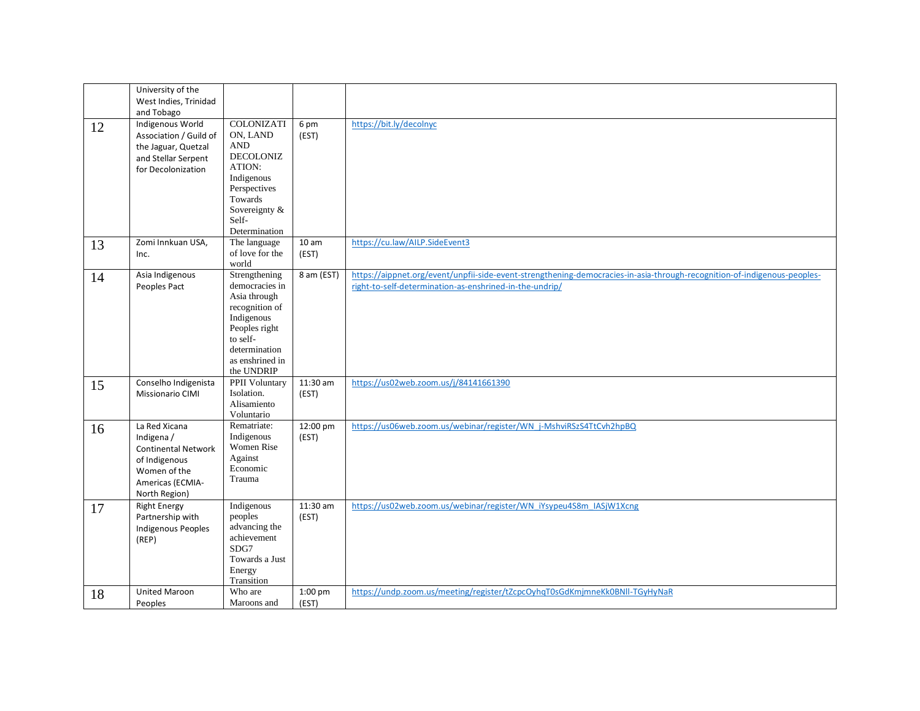|  |  |  |  |  |
|---|---|---|---|---|
|  | University of the West Indies, Trinidad and Tobago |  |  |  |
| 12 | Indigenous World Association / Guild of the Jaguar, Quetzal and Stellar Serpent for Decolonization | COLONIZATION, LAND AND DECOLONIZATION: Indigenous Perspectives Towards Sovereignty & Self-Determination | 6 pm (EST) | https://bit.ly/decolnyc |
| 13 | Zomi Innkuan USA, Inc. | The language of love for the world | 10 am (EST) | https://cu.law/AILP.SideEvent3 |
| 14 | Asia Indigenous Peoples Pact | Strengthening democracies in Asia through recognition of Indigenous Peoples right to self-determination as enshrined in the UNDRIP | 8 am (EST) | https://aippnet.org/event/unpfii-side-event-strengthening-democracies-in-asia-through-recognition-of-indigenous-peoples-right-to-self-determination-as-enshrined-in-the-undrip/ |
| 15 | Conselho Indigenista Missionario CIMI | PPII Voluntary Isolation. Alisamiento Voluntario | 11:30 am (EST) | https://us02web.zoom.us/j/84141661390 |
| 16 | La Red Xicana Indigena / Continental Network of Indigenous Women of the Americas (ECMIA-North Region) | Rematriate: Indigenous Women Rise Against Economic Trauma | 12:00 pm (EST) | https://us06web.zoom.us/webinar/register/WN_j-MshviRSzS4TtCvh2hpBQ |
| 17 | Right Energy Partnership with Indigenous Peoples (REP) | Indigenous peoples advancing the achievement SDG7 Towards a Just Energy Transition | 11:30 am (EST) | https://us02web.zoom.us/webinar/register/WN_iYsypeu4S8m_IASjW1Xcng |
| 18 | United Maroon Peoples | Who are Maroons and | 1:00 pm (EST) | https://undp.zoom.us/meeting/register/tZcpcOyhqT0sGdKmjmneKk0BNIl-TGyHyNaR |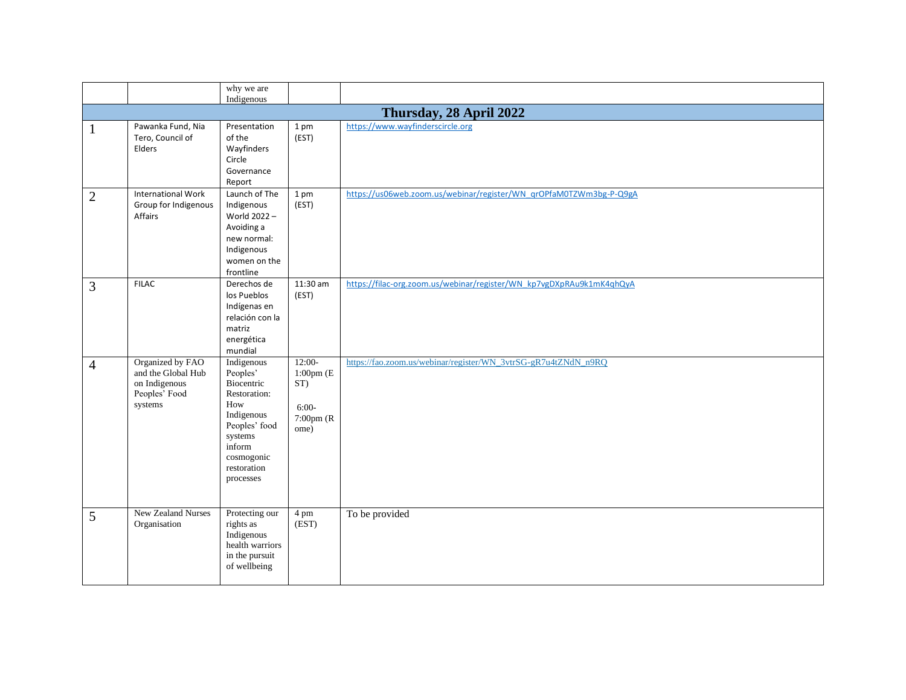| | | why we are Indigenous | | |
|---|---|---|---|---|
| **Thursday, 28 April 2022** | | | | |
| 1 | Pawanka Fund, Nia Tero, Council of Elders | Presentation of the Wayfinders Circle Governance Report | 1 pm (EST) | https://www.wayfinderscircle.org |
| 2 | International Work Group for Indigenous Affairs | Launch of The Indigenous World 2022 – Avoiding a new normal: Indigenous women on the frontline | 1 pm (EST) | https://us06web.zoom.us/webinar/register/WN_qrOPfaM0TZWm3bg-P-Q9gA |
| 3 | FILAC | Derechos de los Pueblos Indígenas en relación con la matriz energética mundial | 11:30 am (EST) | https://filac-org.zoom.us/webinar/register/WN_kp7vgDXpRAu9k1mK4qhQyA |
| 4 | Organized by FAO and the Global Hub on Indigenous Peoples' Food systems | Indigenous Peoples' Biocentric Restoration: How Indigenous Peoples' food systems inform cosmogonic restoration processes | 12:00-1:00pm (EST) 6:00-7:00pm (Rome) | https://fao.zoom.us/webinar/register/WN_3vtrSG-gR7u4tZNdN_n9RQ |
| 5 | New Zealand Nurses Organisation | Protecting our rights as Indigenous health warriors in the pursuit of wellbeing | 4 pm (EST) | To be provided |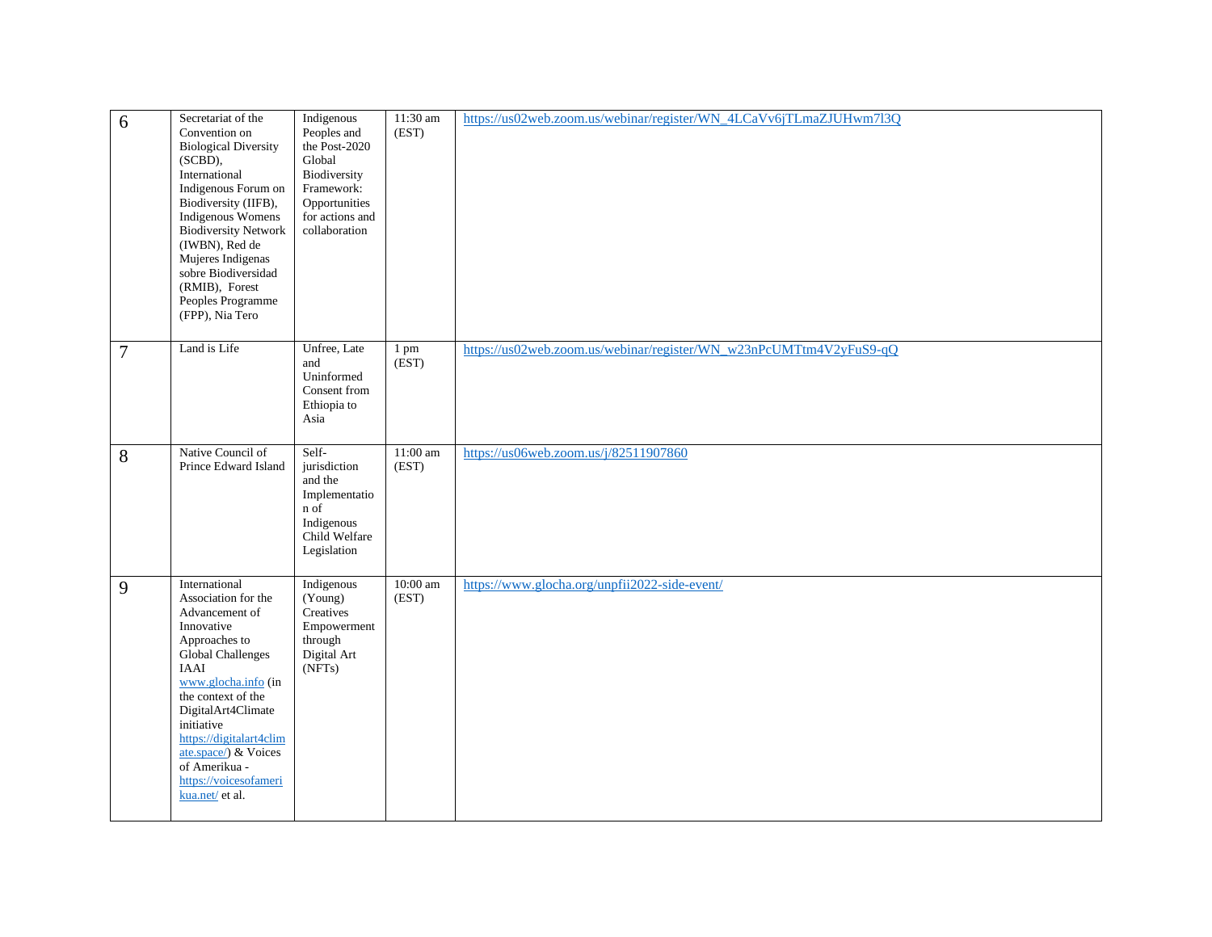| 6 | Secretariat of the Convention on Biological Diversity (SCBD), International Indigenous Forum on Biodiversity (IIFB), Indigenous Womens Biodiversity Network (IWBN), Red de Mujeres Indigenas sobre Biodiversidad (RMIB), Forest Peoples Programme (FPP), Nia Tero | Indigenous Peoples and the Post-2020 Global Biodiversity Framework: Opportunities for actions and collaboration | 11:30 am (EST) | https://us02web.zoom.us/webinar/register/WN_4LCaVv6jTLmaZJUHwm7l3Q |
|---|---|---|---|---|
| 7 | Land is Life | Unfree, Late and Uninformed Consent from Ethiopia to Asia | 1 pm (EST) | https://us02web.zoom.us/webinar/register/WN_w23nPcUMTtm4V2yFuS9-qQ |
| 8 | Native Council of Prince Edward Island | Self-jurisdiction and the Implementation of Indigenous Child Welfare Legislation | 11:00 am (EST) | https://us06web.zoom.us/j/82511907860 |
| 9 | International Association for the Advancement of Innovative Approaches to Global Challenges IAAI www.glocha.info (in the context of the DigitalArt4Climate initiative https://digitalart4climate.space/) & Voices of Amerikua - https://voicesofamerikua.net/ et al. | Indigenous (Young) Creatives Empowerment through Digital Art (NFTs) | 10:00 am (EST) | https://www.glocha.org/unpfii2022-side-event/ |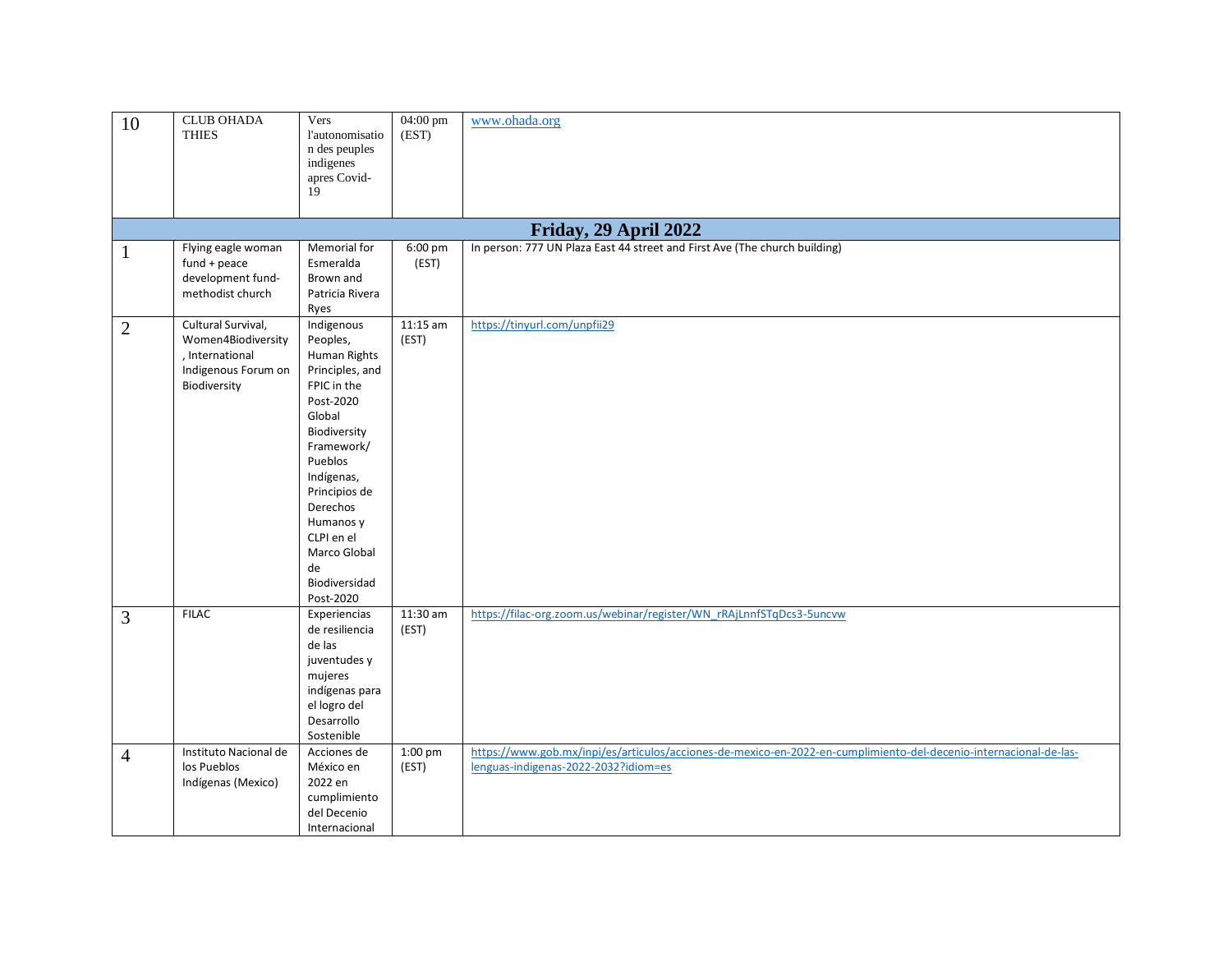| | | | | |
|---|---|---|---|---|
| 10 | CLUB OHADA THIES | Vers l'autonomisation des peuples indigenes apres Covid-19 | 04:00 pm (EST) | www.ohada.org |
| **Friday, 29 April 2022** | | | | |
| 1 | Flying eagle woman fund + peace development fund-methodist church | Memorial for Esmeralda Brown and Patricia Rivera Ryes | 6:00 pm (EST) | In person: 777 UN Plaza East 44 street and First Ave (The church building) |
| 2 | Cultural Survival, Women4Biodiversity, International Indigenous Forum on Biodiversity | Indigenous Peoples, Human Rights Principles, and FPIC in the Post-2020 Global Biodiversity Framework/ Pueblos Indígenas, Principios de Derechos Humanos y CLPI en el Marco Global de Biodiversidad Post-2020 | 11:15 am (EST) | https://tinyurl.com/unpfii29 |
| 3 | FILAC | Experiencias de resiliencia de las juventudes y mujeres indígenas para el logro del Desarrollo Sostenible | 11:30 am (EST) | https://filac-org.zoom.us/webinar/register/WN_rRAjLnnfSTqDcs3-5uncvw |
| 4 | Instituto Nacional de los Pueblos Indígenas (Mexico) | Acciones de México en 2022 en cumplimiento del Decenio Internacional | 1:00 pm (EST) | https://www.gob.mx/inpi/es/articulos/acciones-de-mexico-en-2022-en-cumplimiento-del-decenio-internacional-de-las-lenguas-indigenas-2022-2032?idiom=es |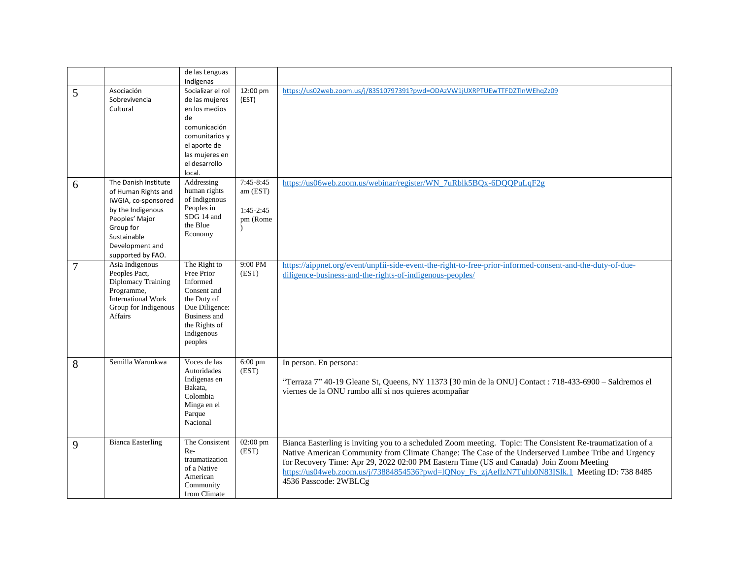|  |  | de las Lenguas Indígenas |  |  |
|---|---|---|---|---|
| 5 | Asociación Sobrevivencia Cultural | Socializar el rol de las mujeres en los medios de comunicación comunitarios y el aporte de las mujeres en el desarrollo local. | 12:00 pm (EST) | https://us02web.zoom.us/j/83510797391?pwd=ODAzVW1jUXRPTUEwTTFDZTlnWEhqZz09 |
| 6 | The Danish Institute of Human Rights and IWGIA, co-sponsored by the Indigenous Peoples' Major Group for Sustainable Development and supported by FAO. | Addressing human rights of Indigenous Peoples in SDG 14 and the Blue Economy | 7:45-8:45 am (EST) 1:45-2:45 pm (Rome) | https://us06web.zoom.us/webinar/register/WN_7uRblk5BQx-6DQQPuLqF2g |
| 7 | Asia Indigenous Peoples Pact, Diplomacy Training Programme, International Work Group for Indigenous Affairs | The Right to Free Prior Informed Consent and the Duty of Due Diligence: Business and the Rights of Indigenous peoples | 9:00 PM (EST) | https://aippnet.org/event/unpfii-side-event-the-right-to-free-prior-informed-consent-and-the-duty-of-due-diligence-business-and-the-rights-of-indigenous-peoples/ |
| 8 | Semilla Warunkwa | Voces de las Autoridades Indigenas en Bakata, Colombia – Minga en el Parque Nacional | 6:00 pm (EST) | In person. En persona: "Terraza 7" 40-19 Gleane St, Queens, NY 11373 [30 min de la ONU] Contact : 718-433-6900 – Saldremos el viernes de la ONU rumbo allí si nos quieres acompañar |
| 9 | Bianca Easterling | The Consistent Re-traumatization of a Native American Community from Climate | 02:00 pm (EST) | Bianca Easterling is inviting you to a scheduled Zoom meeting. Topic: The Consistent Re-traumatization of a Native American Community from Climate Change: The Case of the Underserved Lumbee Tribe and Urgency for Recovery Time: Apr 29, 2022 02:00 PM Eastern Time (US and Canada) Join Zoom Meeting https://us04web.zoom.us/j/73884854536?pwd=lQNoy_Fs_zjAeflzN7Tuhb0N83ISlk.1 Meeting ID: 738 8485 4536 Passcode: 2WBLCg |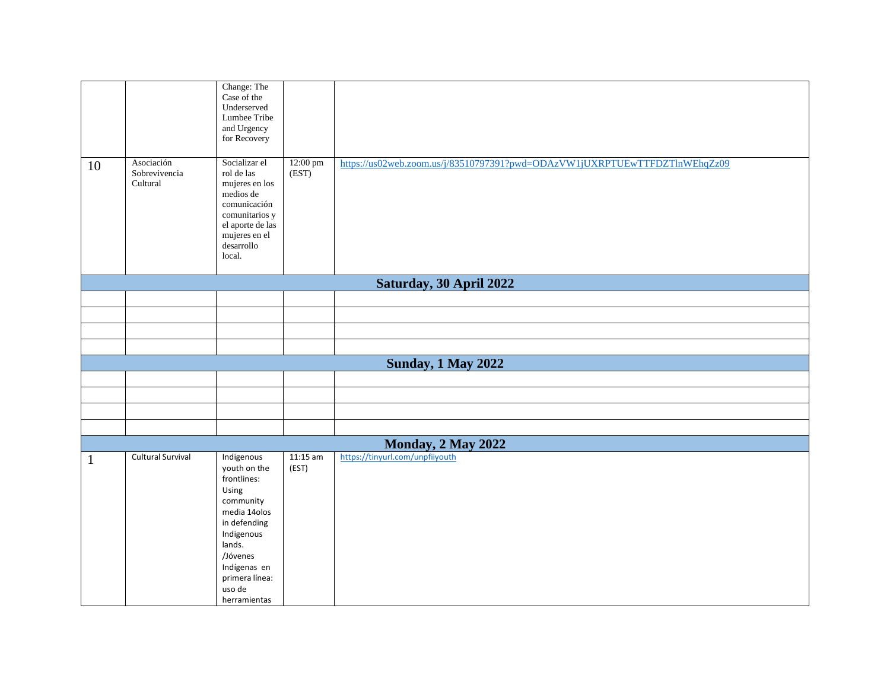|  |  |  |  |  |
|---|---|---|---|---|
|  |  | Change: The Case of the Underserved Lumbee Tribe and Urgency for Recovery |  |  |
| 10 | Asociación Sobrevivencia Cultural | Socializar el rol de las mujeres en los medios de comunicación comunitarios y el aporte de las mujeres en el desarrollo local. | 12:00 pm (EST) | https://us02web.zoom.us/j/83510797391?pwd=ODAzVW1jUXRPTUEwTTFDZTlnWEhqZz09 |
| **Saturday, 30 April 2022** |  |  |  |  |
|  |  |  |  |  |
|  |  |  |  |  |
|  |  |  |  |  |
|  |  |  |  |  |
| **Sunday, 1 May 2022** |  |  |  |  |
|  |  |  |  |  |
|  |  |  |  |  |
|  |  |  |  |  |
|  |  |  |  |  |
| **Monday, 2 May 2022** |  |  |  |  |
| 1 | Cultural Survival | Indigenous youth on the frontlines: Using community media 14olos in defending Indigenous lands. /Jóvenes Indígenas en primera línea: uso de herramientas | 11:15 am (EST) | https://tinyurl.com/unpfiiyouth |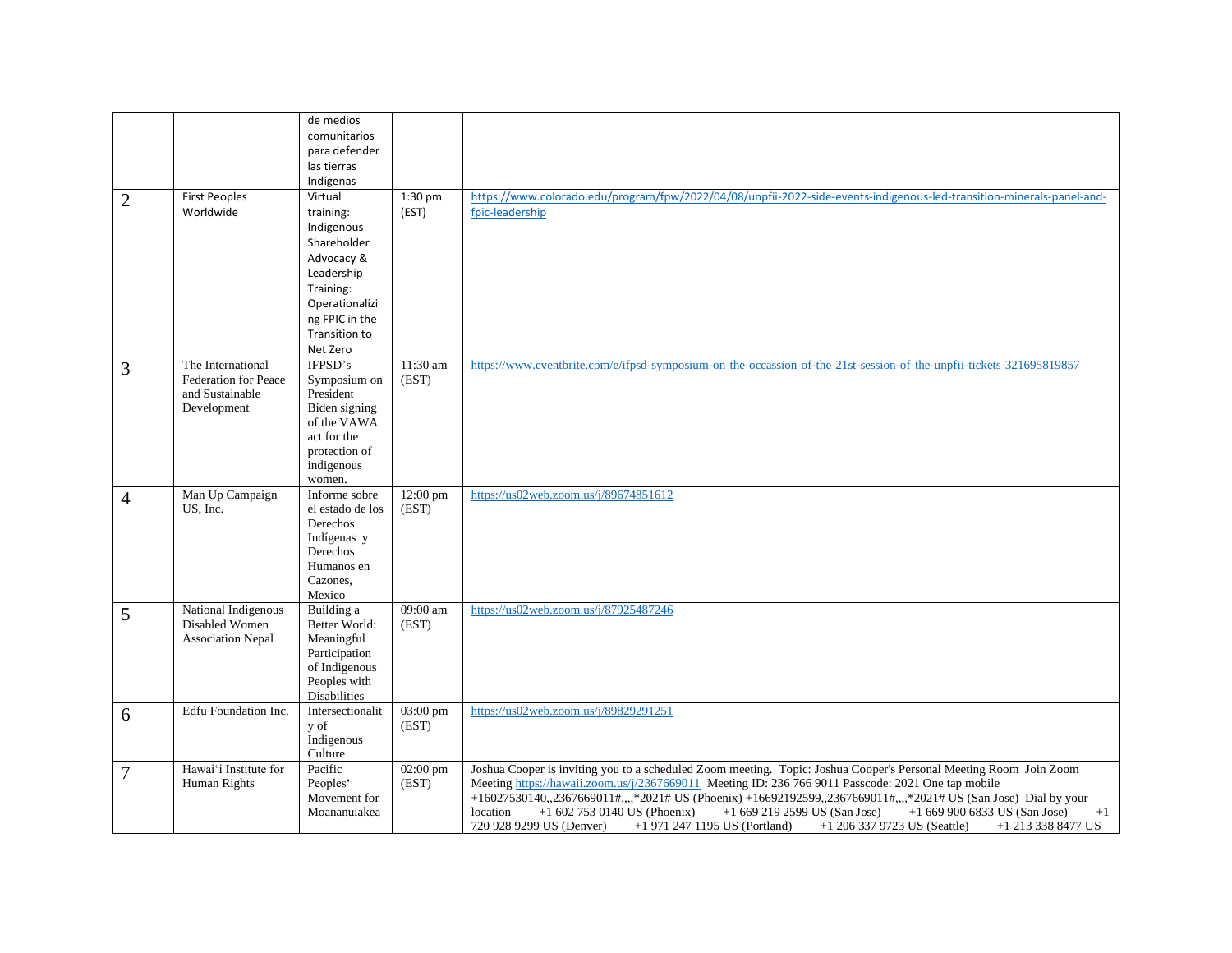| | | | | |
|---|---|---|---|---|
| | | de medios comunitarios para defender las tierras Indígenas | | |
| 2 | First Peoples Worldwide | Virtual training: Indigenous Shareholder Advocacy & Leadership Training: Operationalizing FPIC in the Transition to Net Zero | 1:30 pm (EST) | https://www.colorado.edu/program/fpw/2022/04/08/unpfii-2022-side-events-indigenous-led-transition-minerals-panel-and-fpic-leadership |
| 3 | The International Federation for Peace and Sustainable Development | IFPSD's Symposium on President Biden signing of the VAWA act for the protection of indigenous women. | 11:30 am (EST) | https://www.eventbrite.com/e/ifpsd-symposium-on-the-occassion-of-the-21st-session-of-the-unpfii-tickets-321695819857 |
| 4 | Man Up Campaign US, Inc. | Informe sobre el estado de los Derechos Indígenas y Derechos Humanos en Cazones, Mexico | 12:00 pm (EST) | https://us02web.zoom.us/j/89674851612 |
| 5 | National Indigenous Disabled Women Association Nepal | Building a Better World: Meaningful Participation of Indigenous Peoples with Disabilities | 09:00 am (EST) | https://us02web.zoom.us/j/87925487246 |
| 6 | Edfu Foundation Inc. | Intersectionality of Indigenous Culture | 03:00 pm (EST) | https://us02web.zoom.us/j/89829291251 |
| 7 | Hawai'i Institute for Human Rights | Pacific Peoples' Movement for Moananuiakea | 02:00 pm (EST) | Joshua Cooper is inviting you to a scheduled Zoom meeting. Topic: Joshua Cooper's Personal Meeting Room Join Zoom Meeting https://hawaii.zoom.us/j/2367669011 Meeting ID: 236 766 9011 Passcode: 2021 One tap mobile +16027530140,,2367669011#,,,,*2021# US (Phoenix) +16692192599,,2367669011#,,,,*2021# US (San Jose) Dial by your location +1 602 753 0140 US (Phoenix) +1 669 219 2599 US (San Jose) +1 669 900 6833 US (San Jose) +1 720 928 9299 US (Denver) +1 971 247 1195 US (Portland) +1 206 337 9723 US (Seattle) +1 213 338 8477 US |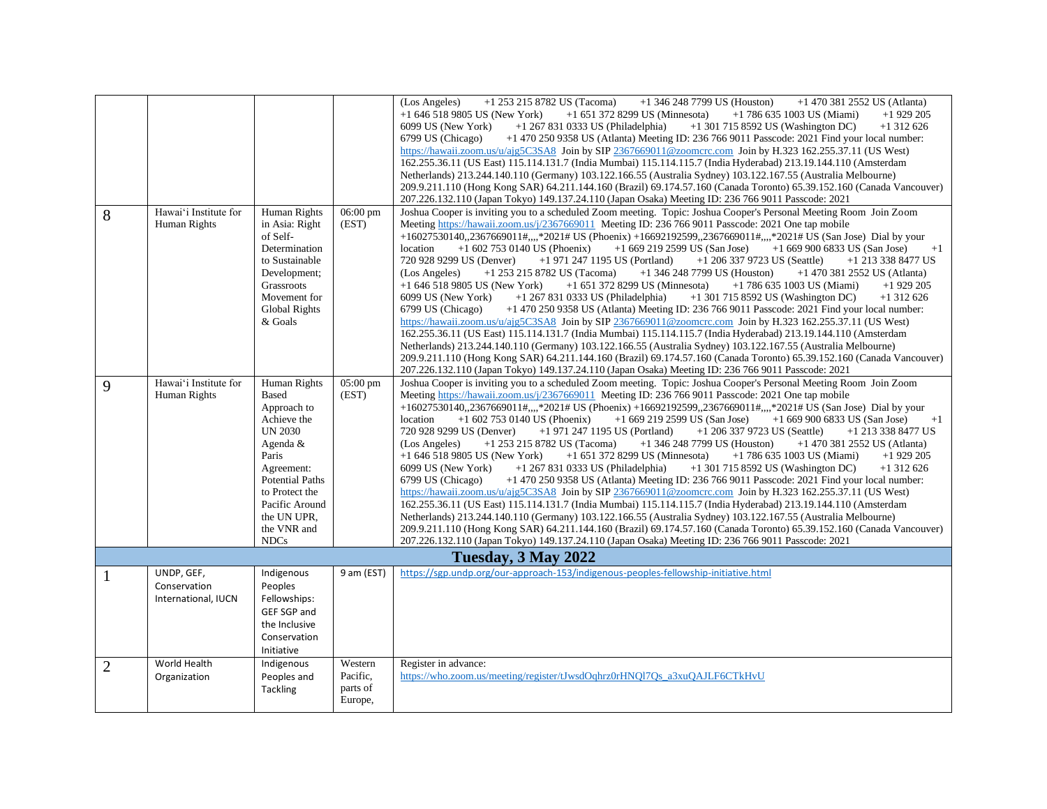| | | | | |
|---|---|---|---|---|
| | | | | (Los Angeles) +1 253 215 8782 US (Tacoma) +1 346 248 7799 US (Houston) +1 470 381 2552 US (Atlanta) +1 646 518 9805 US (New York) +1 651 372 8299 US (Minnesota) +1 786 635 1003 US (Miami) +1 929 205 6099 US (New York) +1 267 831 0333 US (Philadelphia) +1 301 715 8592 US (Washington DC) +1 312 626 6799 US (Chicago) +1 470 250 9358 US (Atlanta) Meeting ID: 236 766 9011 Passcode: 2021 Find your local number: https://hawaii.zoom.us/u/ajg5C3SA8 Join by SIP 2367669011@zoomcrc.com Join by H.323 162.255.37.11 (US West) 162.255.36.11 (US East) 115.114.131.7 (India Mumbai) 115.114.115.7 (India Hyderabad) 213.19.144.110 (Amsterdam Netherlands) 213.244.140.110 (Germany) 103.122.166.55 (Australia Sydney) 103.122.167.55 (Australia Melbourne) 209.9.211.110 (Hong Kong SAR) 64.211.144.160 (Brazil) 69.174.57.160 (Canada Toronto) 65.39.152.160 (Canada Vancouver) 207.226.132.110 (Japan Tokyo) 149.137.24.110 (Japan Osaka) Meeting ID: 236 766 9011 Passcode: 2021 |
| 8 | Hawai'i Institute for Human Rights | Human Rights in Asia: Right of Self-Determination to Sustainable Development; Grassroots Movement for Global Rights & Goals | 06:00 pm (EST) | Joshua Cooper is inviting you to a scheduled Zoom meeting. Topic: Joshua Cooper's Personal Meeting Room Join Zoom Meeting https://hawaii.zoom.us/j/2367669011 Meeting ID: 236 766 9011 Passcode: 2021 One tap mobile +16027530140,,2367669011#,,,,*2021# US (Phoenix) +16692192599,,2367669011#,,,,*2021# US (San Jose) Dial by your location +1 602 753 0140 US (Phoenix) +1 669 219 2599 US (San Jose) +1 669 900 6833 US (San Jose) +1 720 928 9299 US (Denver) +1 971 247 1195 US (Portland) +1 206 337 9723 US (Seattle) +1 213 338 8477 US (Los Angeles) +1 253 215 8782 US (Tacoma) +1 346 248 7799 US (Houston) +1 470 381 2552 US (Atlanta) +1 646 518 9805 US (New York) +1 651 372 8299 US (Minnesota) +1 786 635 1003 US (Miami) +1 929 205 6099 US (New York) +1 267 831 0333 US (Philadelphia) +1 301 715 8592 US (Washington DC) +1 312 626 6799 US (Chicago) +1 470 250 9358 US (Atlanta) Meeting ID: 236 766 9011 Passcode: 2021 Find your local number: https://hawaii.zoom.us/u/ajg5C3SA8 Join by SIP 2367669011@zoomcrc.com Join by H.323 162.255.37.11 (US West) 162.255.36.11 (US East) 115.114.131.7 (India Mumbai) 115.114.115.7 (India Hyderabad) 213.19.144.110 (Amsterdam Netherlands) 213.244.140.110 (Germany) 103.122.166.55 (Australia Sydney) 103.122.167.55 (Australia Melbourne) 209.9.211.110 (Hong Kong SAR) 64.211.144.160 (Brazil) 69.174.57.160 (Canada Toronto) 65.39.152.160 (Canada Vancouver) 207.226.132.110 (Japan Tokyo) 149.137.24.110 (Japan Osaka) Meeting ID: 236 766 9011 Passcode: 2021 |
| 9 | Hawai'i Institute for Human Rights | Human Rights Based Approach to Achieve the UN 2030 Agenda & Paris Agreement: Potential Paths to Protect the Pacific Around the UN UPR, the VNR and NDCs | 05:00 pm (EST) | Joshua Cooper is inviting you to a scheduled Zoom meeting. Topic: Joshua Cooper's Personal Meeting Room Join Zoom Meeting https://hawaii.zoom.us/j/2367669011 Meeting ID: 236 766 9011 Passcode: 2021 One tap mobile +16027530140,,2367669011#,,,,*2021# US (Phoenix) +16692192599,,2367669011#,,,,*2021# US (San Jose) Dial by your location +1 602 753 0140 US (Phoenix) +1 669 219 2599 US (San Jose) +1 669 900 6833 US (San Jose) +1 720 928 9299 US (Denver) +1 971 247 1195 US (Portland) +1 206 337 9723 US (Seattle) +1 213 338 8477 US (Los Angeles) +1 253 215 8782 US (Tacoma) +1 346 248 7799 US (Houston) +1 470 381 2552 US (Atlanta) +1 646 518 9805 US (New York) +1 651 372 8299 US (Minnesota) +1 786 635 1003 US (Miami) +1 929 205 6099 US (New York) +1 267 831 0333 US (Philadelphia) +1 301 715 8592 US (Washington DC) +1 312 626 6799 US (Chicago) +1 470 250 9358 US (Atlanta) Meeting ID: 236 766 9011 Passcode: 2021 Find your local number: https://hawaii.zoom.us/u/ajg5C3SA8 Join by SIP 2367669011@zoomcrc.com Join by H.323 162.255.37.11 (US West) 162.255.36.11 (US East) 115.114.131.7 (India Mumbai) 115.114.115.7 (India Hyderabad) 213.19.144.110 (Amsterdam Netherlands) 213.244.140.110 (Germany) 103.122.166.55 (Australia Sydney) 103.122.167.55 (Australia Melbourne) 209.9.211.110 (Hong Kong SAR) 64.211.144.160 (Brazil) 69.174.57.160 (Canada Toronto) 65.39.152.160 (Canada Vancouver) 207.226.132.110 (Japan Tokyo) 149.137.24.110 (Japan Osaka) Meeting ID: 236 766 9011 Passcode: 2021 |
| **Tuesday, 3 May 2022** | | | | |
| 1 | UNDP, GEF, Conservation International, IUCN | Indigenous Peoples Fellowships: GEF SGP and the Inclusive Conservation Initiative | 9 am (EST) | https://sgp.undp.org/our-approach-153/indigenous-peoples-fellowship-initiative.html |
| 2 | World Health Organization | Indigenous Peoples and Tackling | Western Pacific, parts of Europe, | Register in advance: https://who.zoom.us/meeting/register/tJwsdOqhrz0rHNQl7Qs_a3xuQAJLF6CTkHvU |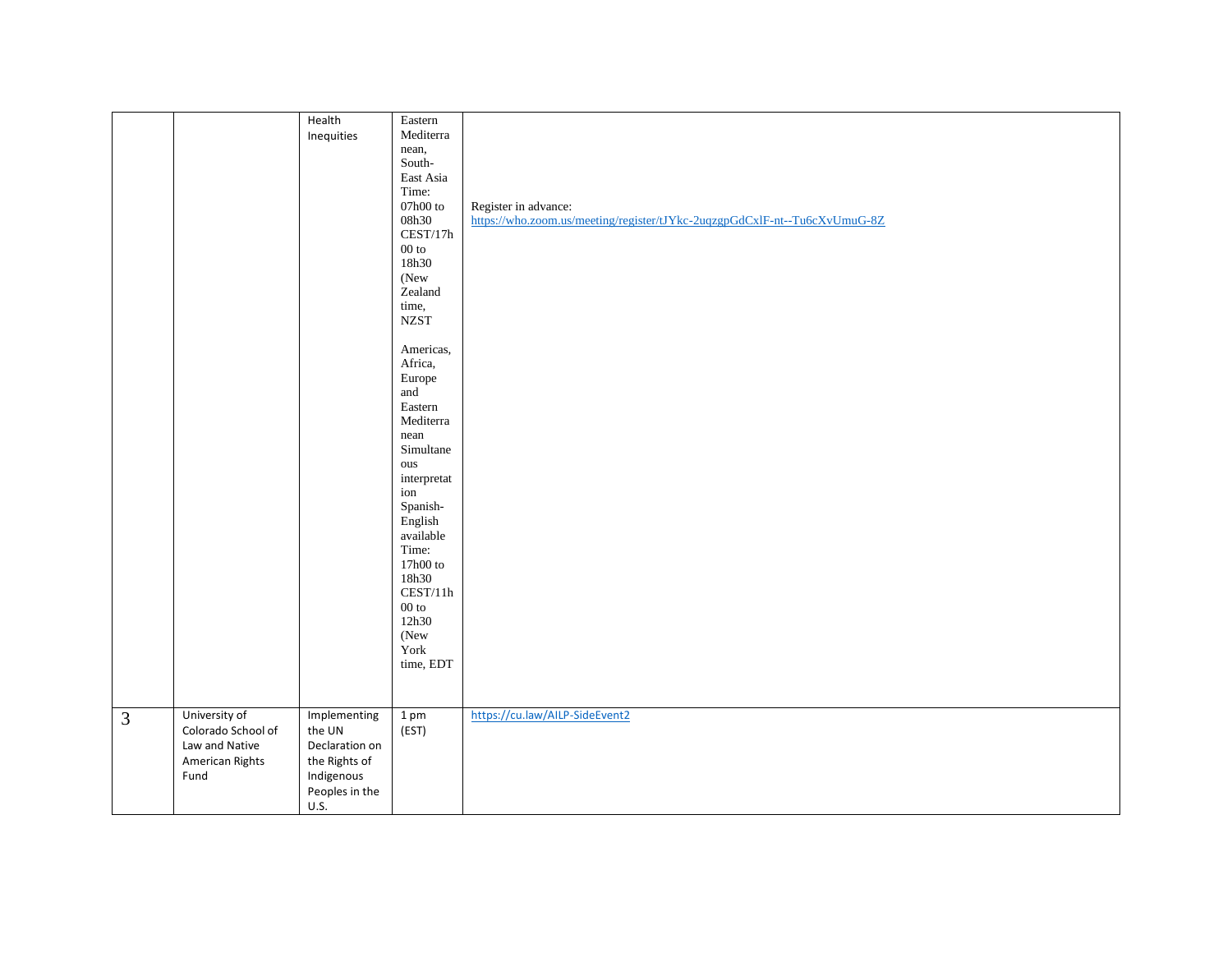| | | | | |
|---|---|---|---|---|
| | | Health Inequities | Eastern Mediterranean, South-East Asia Time: 07h00 to 08h30 CEST/17h00 to 18h30 (New Zealand time, NZST<br><br>Americas, Africa, Europe and Eastern Mediterranean Simultaneous interpretation Spanish-English available Time: 17h00 to 18h30 CEST/11h00 to 12h30 (New York time, EDT | Register in advance: https://who.zoom.us/meeting/register/tJYkc-2uqzgpGdCxlF-nt--Tu6cXvUmuG-8Z |
| 3 | University of Colorado School of Law and Native American Rights Fund | Implementing the UN Declaration on the Rights of Indigenous Peoples in the U.S. | 1 pm (EST) | https://cu.law/AILP-SideEvent2 |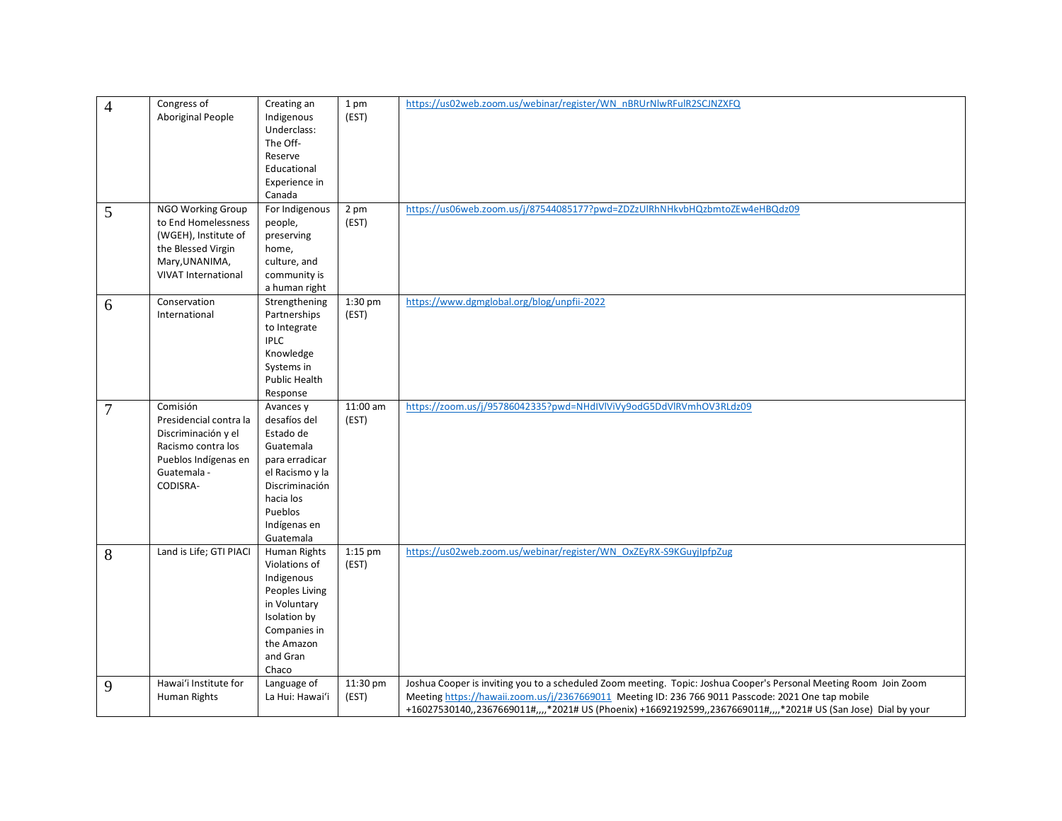| 4 | Congress of Aboriginal People | Creating an Indigenous Underclass: The Off-Reserve Educational Experience in Canada | 1 pm (EST) | https://us02web.zoom.us/webinar/register/WN_nBRUrNlwRFulR2SCJNZXFQ |
|---|---|---|---|---|
| 5 | NGO Working Group to End Homelessness (WGEH), Institute of the Blessed Virgin Mary,UNANIMA, VIVAT International | For Indigenous people, preserving home, culture, and community is a human right | 2 pm (EST) | https://us06web.zoom.us/j/87544085177?pwd=ZDZzUlRhNHkvbHQzbmtoZEw4eHBQdz09 |
| 6 | Conservation International | Strengthening Partnerships to Integrate IPLC Knowledge Systems in Public Health Response | 1:30 pm (EST) | https://www.dgmglobal.org/blog/unpfii-2022 |
| 7 | Comisión Presidencial contra la Discriminación y el Racismo contra los Pueblos Indígenas en Guatemala -CODISRA- | Avances y desafíos del Estado de Guatemala para erradicar el Racismo y la Discriminación hacia los Pueblos Indígenas en Guatemala | 11:00 am (EST) | https://zoom.us/j/95786042335?pwd=NHdIVlViVy9odG5DdVlRVmhOV3RLdz09 |
| 8 | Land is Life; GTI PIACI | Human Rights Violations of Indigenous Peoples Living in Voluntary Isolation by Companies in the Amazon and Gran Chaco | 1:15 pm (EST) | https://us02web.zoom.us/webinar/register/WN_OxZEyRX-S9KGuyjIpfpZug |
| 9 | Hawai'i Institute for Human Rights | Language of La Hui: Hawai'i | 11:30 pm (EST) | Joshua Cooper is inviting you to a scheduled Zoom meeting. Topic: Joshua Cooper's Personal Meeting Room Join Zoom Meeting https://hawaii.zoom.us/j/2367669011 Meeting ID: 236 766 9011 Passcode: 2021 One tap mobile +16027530140,,2367669011#,,,,*2021# US (Phoenix) +16692192599,,2367669011#,,,,*2021# US (San Jose) Dial by your |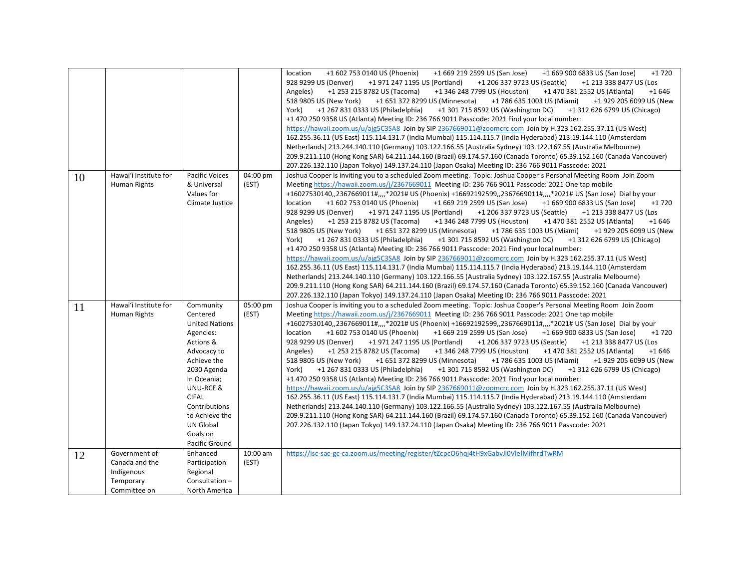| | | | | |
|---|---|---|---|---|
| | | | | location +1 602 753 0140 US (Phoenix) +1 669 219 2599 US (San Jose) +1 669 900 6833 US (San Jose) +1 720 928 9299 US (Denver) +1 971 247 1195 US (Portland) +1 206 337 9723 US (Seattle) +1 213 338 8477 US (Los Angeles) +1 253 215 8782 US (Tacoma) +1 346 248 7799 US (Houston) +1 470 381 2552 US (Atlanta) +1 646 518 9805 US (New York) +1 651 372 8299 US (Minnesota) +1 786 635 1003 US (Miami) +1 929 205 6099 US (New York) +1 267 831 0333 US (Philadelphia) +1 301 715 8592 US (Washington DC) +1 312 626 6799 US (Chicago) +1 470 250 9358 US (Atlanta) Meeting ID: 236 766 9011 Passcode: 2021 Find your local number: https://hawaii.zoom.us/u/ajg5C3SA8 Join by SIP 2367669011@zoomcrc.com Join by H.323 162.255.37.11 (US West) 162.255.36.11 (US East) 115.114.131.7 (India Mumbai) 115.114.115.7 (India Hyderabad) 213.19.144.110 (Amsterdam Netherlands) 213.244.140.110 (Germany) 103.122.166.55 (Australia Sydney) 103.122.167.55 (Australia Melbourne) 209.9.211.110 (Hong Kong SAR) 64.211.144.160 (Brazil) 69.174.57.160 (Canada Toronto) 65.39.152.160 (Canada Vancouver) 207.226.132.110 (Japan Tokyo) 149.137.24.110 (Japan Osaka) Meeting ID: 236 766 9011 Passcode: 2021 |
| 10 | Hawai'i Institute for Human Rights | Pacific Voices & Universal Values for Climate Justice | 04:00 pm (EST) | Joshua Cooper is inviting you to a scheduled Zoom meeting. Topic: Joshua Cooper's Personal Meeting Room Join Zoom Meeting https://hawaii.zoom.us/j/2367669011 Meeting ID: 236 766 9011 Passcode: 2021 One tap mobile +16027530140,,2367669011#,,,,*2021# US (Phoenix) +16692192599,,2367669011#,,,,*2021# US (San Jose) Dial by your location +1 602 753 0140 US (Phoenix) +1 669 219 2599 US (San Jose) +1 669 900 6833 US (San Jose) +1 720 928 9299 US (Denver) +1 971 247 1195 US (Portland) +1 206 337 9723 US (Seattle) +1 213 338 8477 US (Los Angeles) +1 253 215 8782 US (Tacoma) +1 346 248 7799 US (Houston) +1 470 381 2552 US (Atlanta) +1 646 518 9805 US (New York) +1 651 372 8299 US (Minnesota) +1 786 635 1003 US (Miami) +1 929 205 6099 US (New York) +1 267 831 0333 US (Philadelphia) +1 301 715 8592 US (Washington DC) +1 312 626 6799 US (Chicago) +1 470 250 9358 US (Atlanta) Meeting ID: 236 766 9011 Passcode: 2021 Find your local number: https://hawaii.zoom.us/u/ajg5C3SA8 Join by SIP 2367669011@zoomcrc.com Join by H.323 162.255.37.11 (US West) 162.255.36.11 (US East) 115.114.131.7 (India Mumbai) 115.114.115.7 (India Hyderabad) 213.19.144.110 (Amsterdam Netherlands) 213.244.140.110 (Germany) 103.122.166.55 (Australia Sydney) 103.122.167.55 (Australia Melbourne) 209.9.211.110 (Hong Kong SAR) 64.211.144.160 (Brazil) 69.174.57.160 (Canada Toronto) 65.39.152.160 (Canada Vancouver) 207.226.132.110 (Japan Tokyo) 149.137.24.110 (Japan Osaka) Meeting ID: 236 766 9011 Passcode: 2021 |
| 11 | Hawai'i Institute for Human Rights | Community Centered United Nations Agencies: Actions & Advocacy to Achieve the 2030 Agenda In Oceania; UNU-RCE & CIFAL Contributions to Achieve the UN Global Goals on Pacific Ground | 05:00 pm (EST) | Joshua Cooper is inviting you to a scheduled Zoom meeting. Topic: Joshua Cooper's Personal Meeting Room Join Zoom Meeting https://hawaii.zoom.us/j/2367669011 Meeting ID: 236 766 9011 Passcode: 2021 One tap mobile +16027530140,,2367669011#,,,,*2021# US (Phoenix) +16692192599,,2367669011#,,,,*2021# US (San Jose) Dial by your location +1 602 753 0140 US (Phoenix) +1 669 219 2599 US (San Jose) +1 669 900 6833 US (San Jose) +1 720 928 9299 US (Denver) +1 971 247 1195 US (Portland) +1 206 337 9723 US (Seattle) +1 213 338 8477 US (Los Angeles) +1 253 215 8782 US (Tacoma) +1 346 248 7799 US (Houston) +1 470 381 2552 US (Atlanta) +1 646 518 9805 US (New York) +1 651 372 8299 US (Minnesota) +1 786 635 1003 US (Miami) +1 929 205 6099 US (New York) +1 267 831 0333 US (Philadelphia) +1 301 715 8592 US (Washington DC) +1 312 626 6799 US (Chicago) +1 470 250 9358 US (Atlanta) Meeting ID: 236 766 9011 Passcode: 2021 Find your local number: https://hawaii.zoom.us/u/ajg5C3SA8 Join by SIP 2367669011@zoomcrc.com Join by H.323 162.255.37.11 (US West) 162.255.36.11 (US East) 115.114.131.7 (India Mumbai) 115.114.115.7 (India Hyderabad) 213.19.144.110 (Amsterdam Netherlands) 213.244.140.110 (Germany) 103.122.166.55 (Australia Sydney) 103.122.167.55 (Australia Melbourne) 209.9.211.110 (Hong Kong SAR) 64.211.144.160 (Brazil) 69.174.57.160 (Canada Toronto) 65.39.152.160 (Canada Vancouver) 207.226.132.110 (Japan Tokyo) 149.137.24.110 (Japan Osaka) Meeting ID: 236 766 9011 Passcode: 2021 |
| 12 | Government of Canada and the Indigenous Temporary Committee on | Enhanced Participation Regional Consultation – North America | 10:00 am (EST) | https://isc-sac-gc-ca.zoom.us/meeting/register/tZcpcO6hqj4tH9xGabvJl0VlelMifhrdTwRM |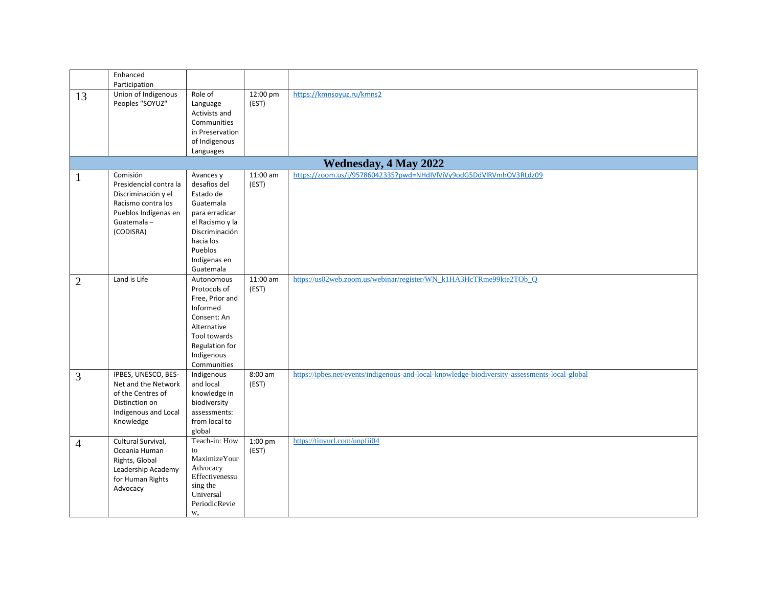|  | Enhanced Participation |  |  |  |
|---|---|---|---|---|
| 13 | Union of Indigenous Peoples "SOYUZ" | Role of Language Activists and Communities in Preservation of Indigenous Languages | 12:00 pm (EST) | https://kmnsoyuz.ru/kmns2 |
| **Wednesday, 4 May 2022** | | | | |
| 1 | Comisión Presidencial contra la Discriminación y el Racismo contra los Pueblos Indígenas en Guatemala – (CODISRA) | Avances y desafíos del Estado de Guatemala para erradicar el Racismo y la Discriminación hacia los Pueblos Indígenas en Guatemala | 11:00 am (EST) | https://zoom.us/j/95786042335?pwd=NHdIVlViVy9odG5DdVlRVmhOV3RLdz09 |
| 2 | Land is Life | Autonomous Protocols of Free, Prior and Informed Consent: An Alternative Tool towards Regulation for Indigenous Communities | 11:00 am (EST) | https://us02web.zoom.us/webinar/register/WN_k1HA3HcTRme99kte2TOb_Q |
| 3 | IPBES, UNESCO, BES-Net and the Network of the Centres of Distinction on Indigenous and Local Knowledge | Indigenous and local knowledge in biodiversity assessments: from local to global | 8:00 am (EST) | https://ipbes.net/events/indigenous-and-local-knowledge-biodiversity-assessments-local-global |
| 4 | Cultural Survival, Oceania Human Rights, Global Leadership Academy for Human Rights Advocacy | Teach-in: How to MaximizeYour Advocacy Effectivenessusing the Universal PeriodicReview, | 1:00 pm (EST) | https://tinyurl.com/unpfii04 |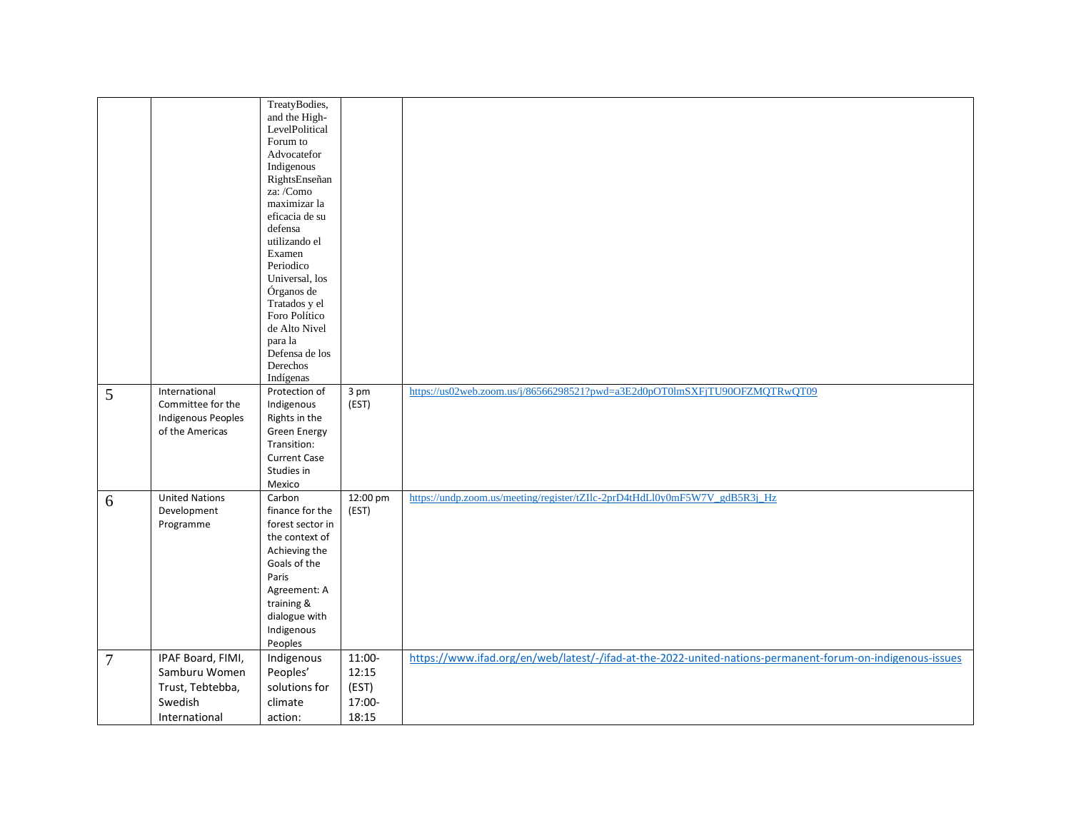|  |  |  |  |  |
|---|---|---|---|---|
|  |  | TreatyBodies, and the High-LevelPolitical Forum to Advocatefor Indigenous RightsEnseñanza: /Como maximizar la eficacia de su defensa utilizando el Examen Periodico Universal, los Órganos de Tratados y el Foro Político de Alto Nivel para la Defensa de los Derechos Indígenas |  |  |
| 5 | International Committee for the Indigenous Peoples of the Americas | Protection of Indigenous Rights in the Green Energy Transition: Current Case Studies in Mexico | 3 pm (EST) | https://us02web.zoom.us/j/86566298521?pwd=a3E2d0pOT0lmSXFjTU90OFZMQTRwQT09 |
| 6 | United Nations Development Programme | Carbon finance for the forest sector in the context of Achieving the Goals of the Paris Agreement: A training & dialogue with Indigenous Peoples | 12:00 pm (EST) | https://undp.zoom.us/meeting/register/tZIlc-2prD4tHdLl0y0mF5W7V_gdB5R3j_Hz |
| 7 | IPAF Board, FIMI, Samburu Women Trust, Tebtebba, Swedish International | Indigenous Peoples' solutions for climate action: | 11:00-12:15 (EST) 17:00-18:15 | https://www.ifad.org/en/web/latest/-/ifad-at-the-2022-united-nations-permanent-forum-on-indigenous-issues |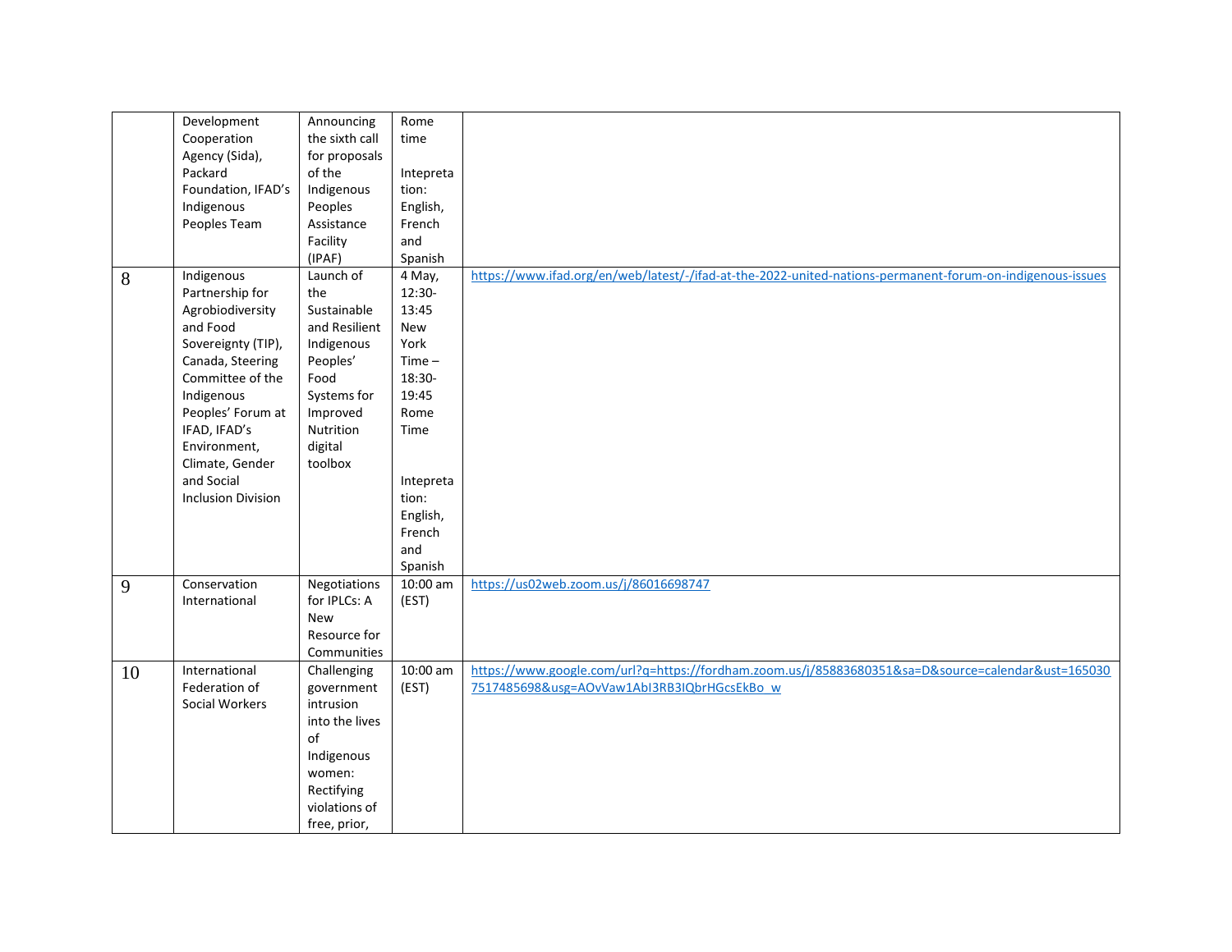|  |  |  |  |  |
|---|---|---|---|---|
|  | Development Cooperation Agency (Sida), Packard Foundation, IFAD's Indigenous Peoples Team | Announcing the sixth call for proposals of the Indigenous Peoples Assistance Facility (IPAF) | Rome time<br><br>Intepretation: English, French and Spanish |  |
| 8 | Indigenous Partnership for Agrobiodiversity and Food Sovereignty (TIP), Canada, Steering Committee of the Indigenous Peoples' Forum at IFAD, IFAD's Environment, Climate, Gender and Social Inclusion Division | Launch of the Sustainable and Resilient Indigenous Peoples' Food Systems for Improved Nutrition digital toolbox | 4 May, 12:30-13:45 New York Time – 18:30-19:45 Rome Time<br><br>Intepretation: English, French and Spanish | https://www.ifad.org/en/web/latest/-/ifad-at-the-2022-united-nations-permanent-forum-on-indigenous-issues |
| 9 | Conservation International | Negotiations for IPLCs: A New Resource for Communities | 10:00 am (EST) | https://us02web.zoom.us/j/86016698747 |
| 10 | International Federation of Social Workers | Challenging government intrusion into the lives of Indigenous women: Rectifying violations of free, prior, | 10:00 am (EST) | https://www.google.com/url?q=https://fordham.zoom.us/j/85883680351&sa=D&source=calendar&ust=1650307517485698&usg=AOvVaw1AbI3RB3IQbrHGcsEkBo_w |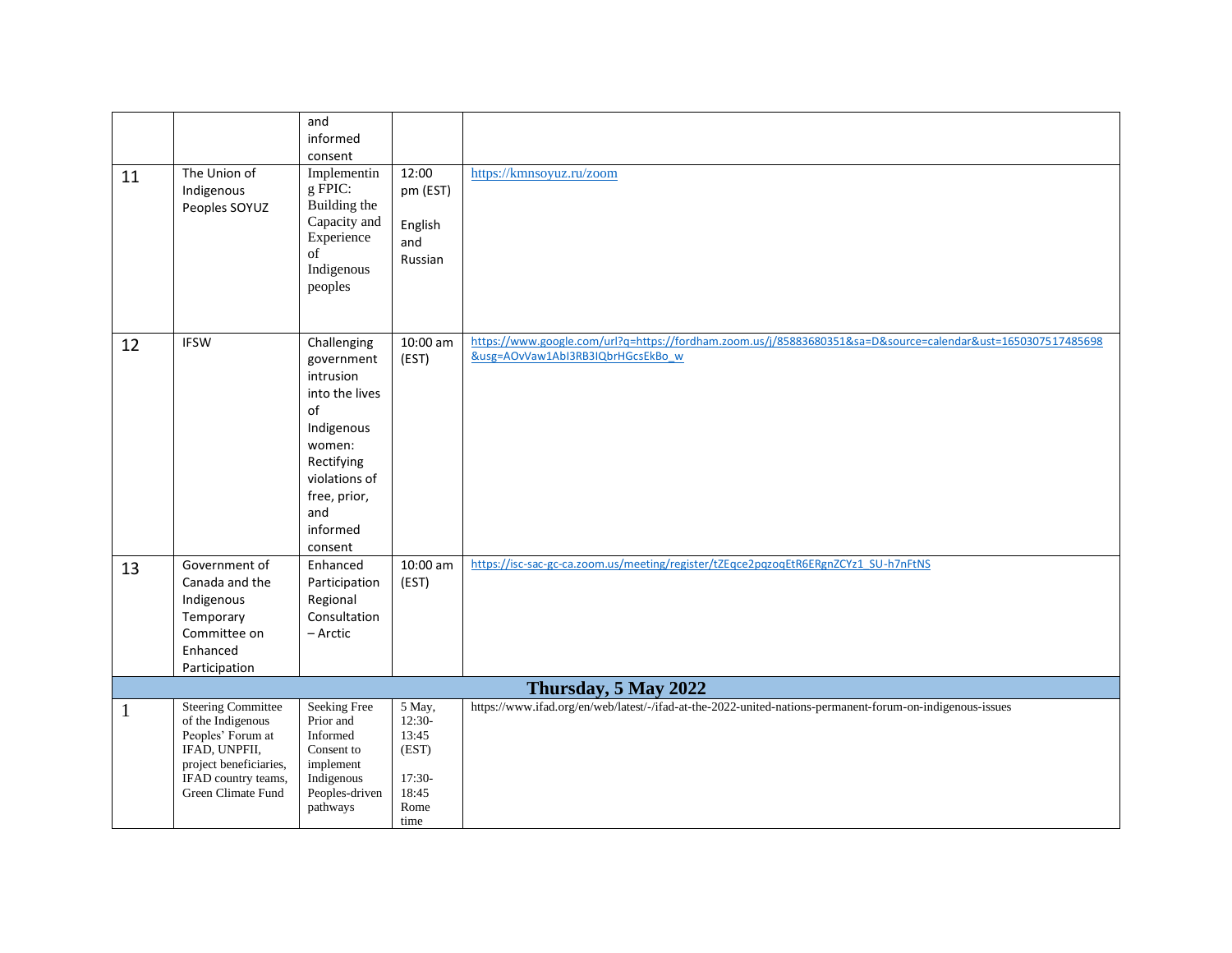| | | | | |
|---|---|---|---|---|
| | | and informed consent | | |
| 11 | The Union of Indigenous Peoples SOYUZ | Implementing FPIC: Building the Capacity and Experience of Indigenous peoples | 12:00 pm (EST)<br><br>English and Russian | https://kmnsoyuz.ru/zoom |
| 12 | IFSW | Challenging government intrusion into the lives of Indigenous women: Rectifying violations of free, prior, and informed consent | 10:00 am (EST) | https://www.google.com/url?q=https://fordham.zoom.us/j/85883680351&sa=D&source=calendar&ust=1650307517485698&usg=AOvVaw1AbI3RB3IQbrHGcsEkBo_w |
| 13 | Government of Canada and the Indigenous Temporary Committee on Enhanced Participation | Enhanced Participation Regional Consultation – Arctic | 10:00 am (EST) | https://isc-sac-gc-ca.zoom.us/meeting/register/tZEqce2pqzoqEtR6ERgnZCYz1_SU-h7nFtNS |
| **Thursday, 5 May 2022** | | | | |
| 1 | Steering Committee of the Indigenous Peoples' Forum at IFAD, UNPFII, project beneficiaries, IFAD country teams, Green Climate Fund | Seeking Free Prior and Informed Consent to implement Indigenous Peoples-driven pathways | 5 May, 12:30-13:45 (EST)<br><br>17:30-18:45 Rome time | https://www.ifad.org/en/web/latest/-/ifad-at-the-2022-united-nations-permanent-forum-on-indigenous-issues |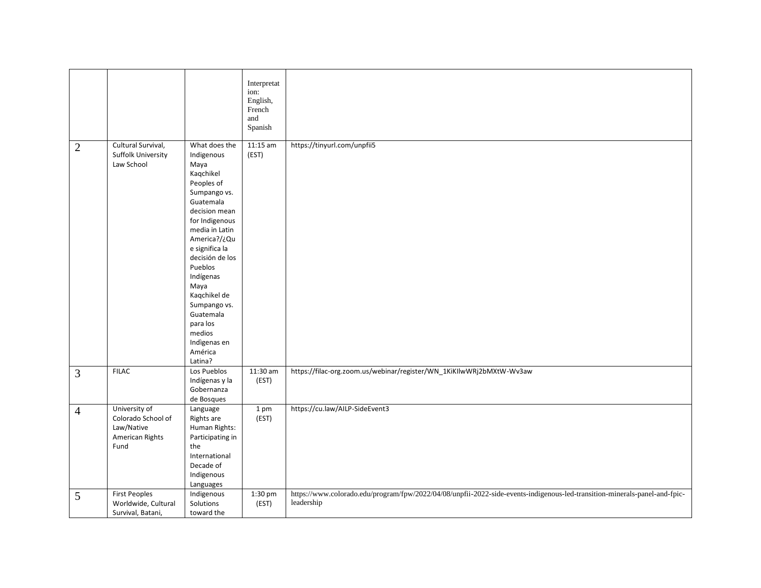|  |  |  | Interpretation: English, French and Spanish |  |
|---|---|---|---|---|
| 2 | Cultural Survival, Suffolk University Law School | What does the Indigenous Maya Kaqchikel Peoples of Sumpango vs. Guatemala decision mean for Indigenous media in Latin America?/¿Que significa la decisión de los Pueblos Indígenas Maya Kaqchikel de Sumpango vs. Guatemala para los medios Indigenas en América Latina? | 11:15 am (EST) | https://tinyurl.com/unpfii5 |
| 3 | FILAC | Los Pueblos Indígenas y la Gobernanza de Bosques | 11:30 am (EST) | https://filac-org.zoom.us/webinar/register/WN_1KiKllwWRj2bMXtW-Wv3aw |
| 4 | University of Colorado School of Law/Native American Rights Fund | Language Rights are Human Rights: Participating in the International Decade of Indigenous Languages | 1 pm (EST) | https://cu.law/AILP-SideEvent3 |
| 5 | First Peoples Worldwide, Cultural Survival, Batani, | Indigenous Solutions toward the | 1:30 pm (EST) | https://www.colorado.edu/program/fpw/2022/04/08/unpfii-2022-side-events-indigenous-led-transition-minerals-panel-and-fpic-leadership |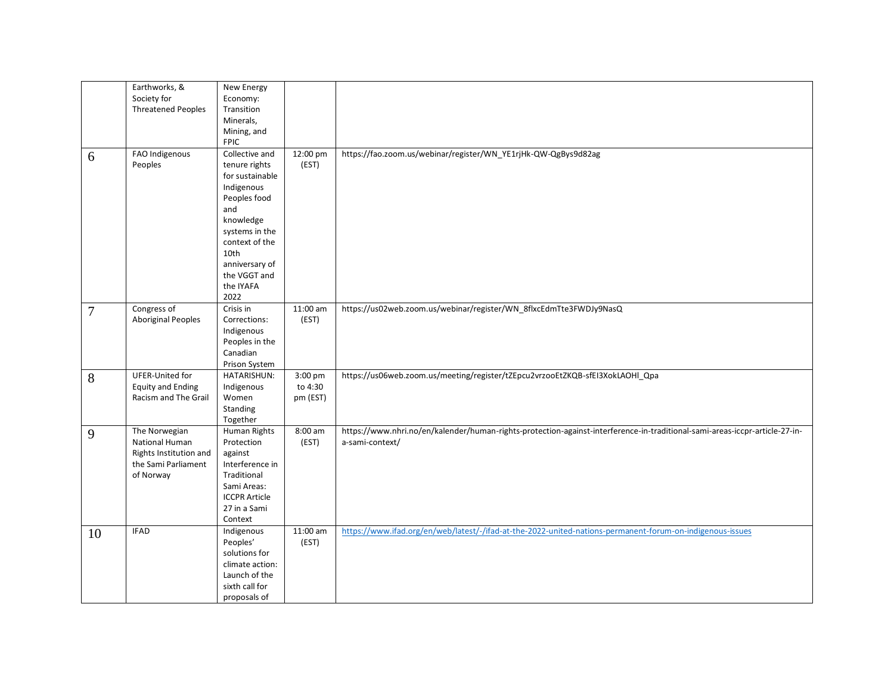|  |  |  |  |  |
|---|---|---|---|---|
|  | Earthworks, & Society for Threatened Peoples | New Energy Economy: Transition Minerals, Mining, and FPIC |  |  |
| 6 | FAO Indigenous Peoples | Collective and tenure rights for sustainable Indigenous Peoples food and knowledge systems in the context of the 10th anniversary of the VGGT and the IYAFA 2022 | 12:00 pm (EST) | https://fao.zoom.us/webinar/register/WN_YE1rjHk-QW-QgBys9d82ag |
| 7 | Congress of Aboriginal Peoples | Crisis in Corrections: Indigenous Peoples in the Canadian Prison System | 11:00 am (EST) | https://us02web.zoom.us/webinar/register/WN_8flxcEdmTte3FWDJy9NasQ |
| 8 | UFER-United for Equity and Ending Racism and The Grail | HATARISHUN: Indigenous Women Standing Together | 3:00 pm to 4:30 pm (EST) | https://us06web.zoom.us/meeting/register/tZEpcu2vrzooEtZKQB-sfEI3XokLAOHl_Qpa |
| 9 | The Norwegian National Human Rights Institution and the Sami Parliament of Norway | Human Rights Protection against Interference in Traditional Sami Areas: ICCPR Article 27 in a Sami Context | 8:00 am (EST) | https://www.nhri.no/en/kalender/human-rights-protection-against-interference-in-traditional-sami-areas-iccpr-article-27-in-a-sami-context/ |
| 10 | IFAD | Indigenous Peoples' solutions for climate action: Launch of the sixth call for proposals of | 11:00 am (EST) | https://www.ifad.org/en/web/latest/-/ifad-at-the-2022-united-nations-permanent-forum-on-indigenous-issues |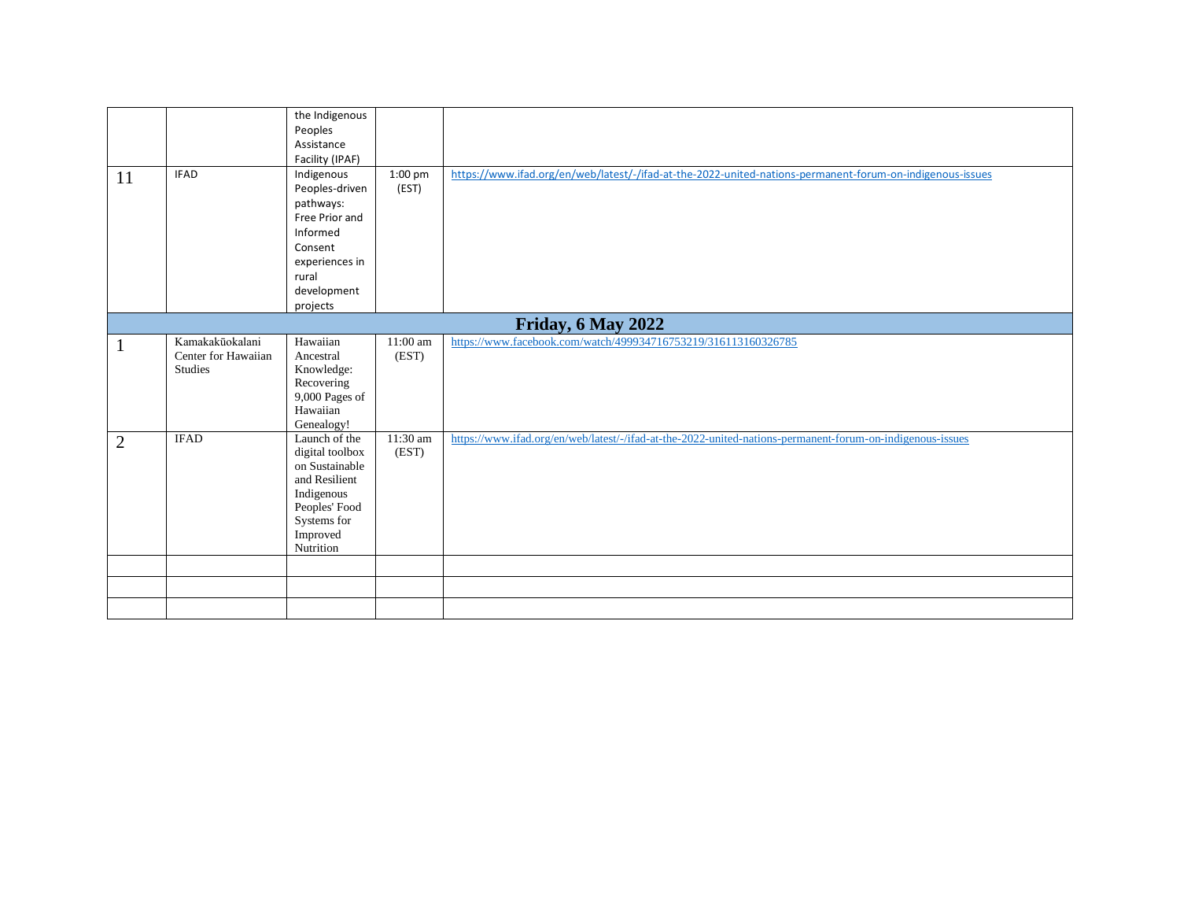| | | | | |
|---|---|---|---|---|
| | | the Indigenous Peoples Assistance Facility (IPAF) | | |
| 11 | IFAD | Indigenous Peoples-driven pathways: Free Prior and Informed Consent experiences in rural development projects | 1:00 pm (EST) | https://www.ifad.org/en/web/latest/-/ifad-at-the-2022-united-nations-permanent-forum-on-indigenous-issues |
| **Friday, 6 May 2022** | | | | |
| 1 | Kamakakūokalani Center for Hawaiian Studies | Hawaiian Ancestral Knowledge: Recovering 9,000 Pages of Hawaiian Genealogy! | 11:00 am (EST) | https://www.facebook.com/watch/499934716753219/316113160326785 |
| 2 | IFAD | Launch of the digital toolbox on Sustainable and Resilient Indigenous Peoples' Food Systems for Improved Nutrition | 11:30 am (EST) | https://www.ifad.org/en/web/latest/-/ifad-at-the-2022-united-nations-permanent-forum-on-indigenous-issues |
| | | | | |
| | | | | |
| | | | | |